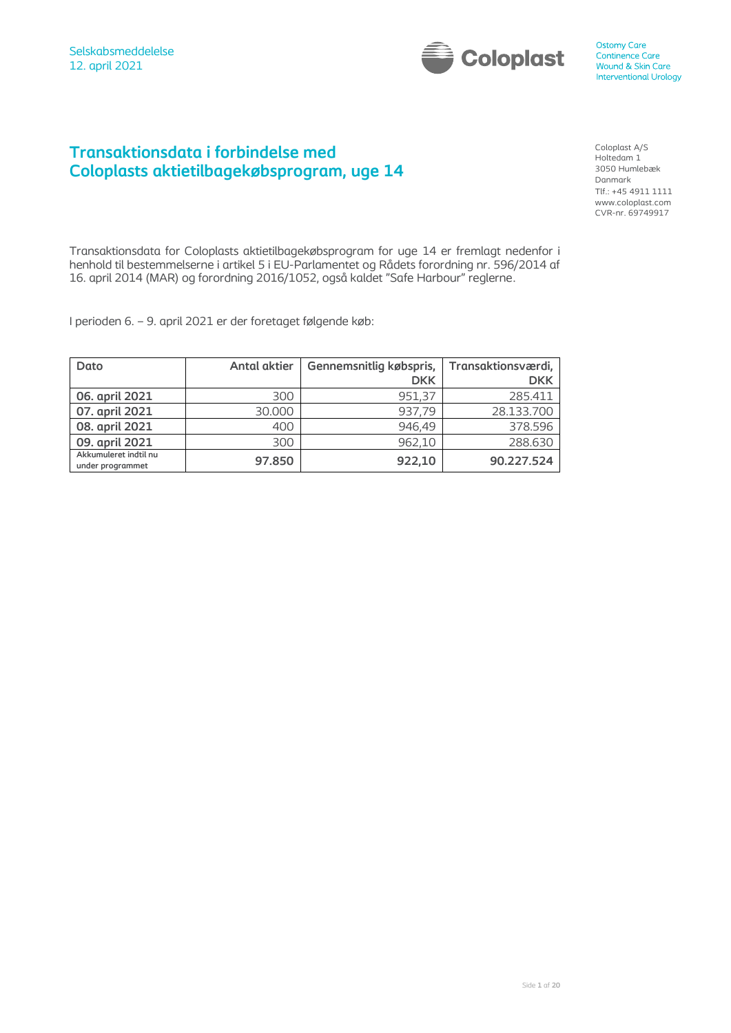Selskabsmeddelelse
12. april 2021

Ostomy Care
Continence Care
Wound & Skin Care
Interventional Urology

# Transaktionsdata i forbindelse med Coloplasts aktietilbagekøbsprogram, uge 14

Coloplast A/S
Holtedam 1
3050 Humlebæk
Danmark
Tlf.: +45 4911 1111
www.coloplast.com
CVR-nr. 69749917

Transaktionsdata for Coloplasts aktietilbagekøbsprogram for uge 14 er fremlagt nedenfor i henhold til bestemmelserne i artikel 5 i EU-Parlamentet og Rådets forordning nr. 596/2014 af 16. april 2014 (MAR) og forordning 2016/1052, også kaldet "Safe Harbour" reglerne.

I perioden 6. – 9. april 2021 er der foretaget følgende køb:

| Dato | Antal aktier | Gennemsnitlig købspris, DKK | Transaktionsværdi, DKK |
|---|---|---|---|
| **06. april 2021** | 300 | 951,37 | 285.411 |
| **07. april 2021** | 30.000 | 937,79 | 28.133.700 |
| **08. april 2021** | 400 | 946,49 | 378.596 |
| **09. april 2021** | 300 | 962,10 | 288.630 |
| **Akkumuleret indtil nu under programmet** | **97.850** | **922,10** | **90.227.524** |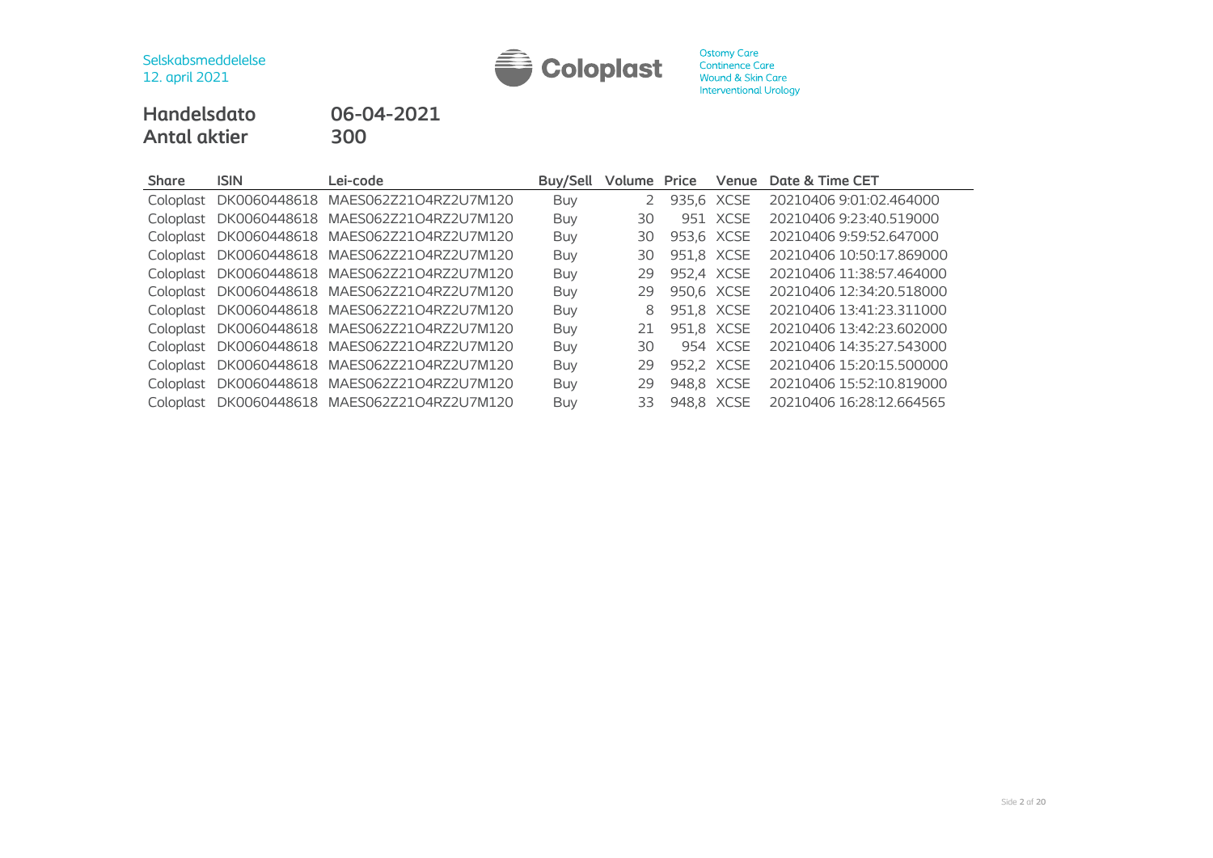Selskabsmeddelelse
12. april 2021

Ostomy Care
Continence Care
Wound & Skin Care
Interventional Urology

**Handelsdato** 06-04-2021
**Antal aktier** 300

| Share | ISIN | Lei-code | Buy/Sell | Volume | Price | Venue | Date & Time CET |
|---|---|---|---|---|---|---|---|
| Coloplast | DK0060448618 | MAES062Z21O4RZ2U7M120 | Buy | 2 | 935,6 | XCSE | 20210406 9:01:02.464000 |
| Coloplast | DK0060448618 | MAES062Z21O4RZ2U7M120 | Buy | 30 | 951 | XCSE | 20210406 9:23:40.519000 |
| Coloplast | DK0060448618 | MAES062Z21O4RZ2U7M120 | Buy | 30 | 953,6 | XCSE | 20210406 9:59:52.647000 |
| Coloplast | DK0060448618 | MAES062Z21O4RZ2U7M120 | Buy | 30 | 951,8 | XCSE | 20210406 10:50:17.869000 |
| Coloplast | DK0060448618 | MAES062Z21O4RZ2U7M120 | Buy | 29 | 952,4 | XCSE | 20210406 11:38:57.464000 |
| Coloplast | DK0060448618 | MAES062Z21O4RZ2U7M120 | Buy | 29 | 950,6 | XCSE | 20210406 12:34:20.518000 |
| Coloplast | DK0060448618 | MAES062Z21O4RZ2U7M120 | Buy | 8 | 951,8 | XCSE | 20210406 13:41:23.311000 |
| Coloplast | DK0060448618 | MAES062Z21O4RZ2U7M120 | Buy | 21 | 951,8 | XCSE | 20210406 13:42:23.602000 |
| Coloplast | DK0060448618 | MAES062Z21O4RZ2U7M120 | Buy | 30 | 954 | XCSE | 20210406 14:35:27.543000 |
| Coloplast | DK0060448618 | MAES062Z21O4RZ2U7M120 | Buy | 29 | 952,2 | XCSE | 20210406 15:20:15.500000 |
| Coloplast | DK0060448618 | MAES062Z21O4RZ2U7M120 | Buy | 29 | 948,8 | XCSE | 20210406 15:52:10.819000 |
| Coloplast | DK0060448618 | MAES062Z21O4RZ2U7M120 | Buy | 33 | 948,8 | XCSE | 20210406 16:28:12.664565 |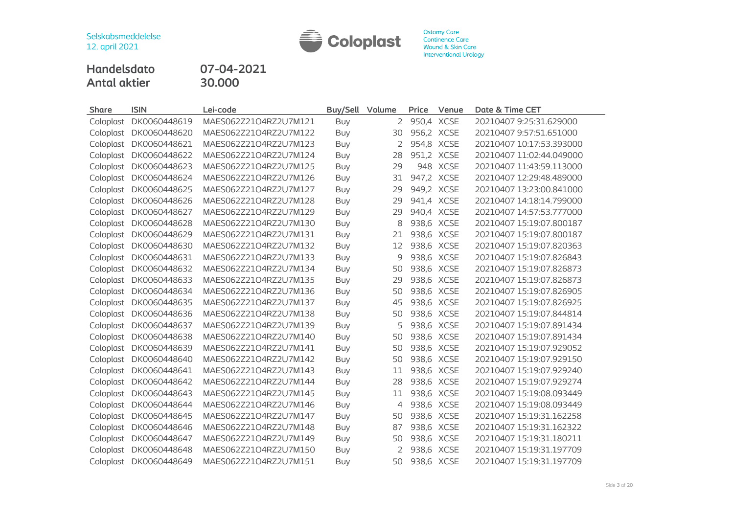Selskabsmeddelelse
12. april 2021

Ostomy Care
Continence Care
Wound & Skin Care
Interventional Urology

**Handelsdato** 07-04-2021
**Antal aktier** 30.000

| Share | ISIN | Lei-code | Buy/Sell | Volume | Price | Venue | Date & Time CET |
|---|---|---|---|---|---|---|---|
| Coloplast | DK0060448619 | MAES062Z21O4RZ2U7M121 | Buy | 2 | 950,4 | XCSE | 20210407 9:25:31.629000 |
| Coloplast | DK0060448620 | MAES062Z21O4RZ2U7M122 | Buy | 30 | 956,2 | XCSE | 20210407 9:57:51.651000 |
| Coloplast | DK0060448621 | MAES062Z21O4RZ2U7M123 | Buy | 2 | 954,8 | XCSE | 20210407 10:17:53.393000 |
| Coloplast | DK0060448622 | MAES062Z21O4RZ2U7M124 | Buy | 28 | 951,2 | XCSE | 20210407 11:02:44.049000 |
| Coloplast | DK0060448623 | MAES062Z21O4RZ2U7M125 | Buy | 29 | 948 | XCSE | 20210407 11:43:59.113000 |
| Coloplast | DK0060448624 | MAES062Z21O4RZ2U7M126 | Buy | 31 | 947,2 | XCSE | 20210407 12:29:48.489000 |
| Coloplast | DK0060448625 | MAES062Z21O4RZ2U7M127 | Buy | 29 | 949,2 | XCSE | 20210407 13:23:00.841000 |
| Coloplast | DK0060448626 | MAES062Z21O4RZ2U7M128 | Buy | 29 | 941,4 | XCSE | 20210407 14:18:14.799000 |
| Coloplast | DK0060448627 | MAES062Z21O4RZ2U7M129 | Buy | 29 | 940,4 | XCSE | 20210407 14:57:53.777000 |
| Coloplast | DK0060448628 | MAES062Z21O4RZ2U7M130 | Buy | 8 | 938,6 | XCSE | 20210407 15:19:07.800187 |
| Coloplast | DK0060448629 | MAES062Z21O4RZ2U7M131 | Buy | 21 | 938,6 | XCSE | 20210407 15:19:07.800187 |
| Coloplast | DK0060448630 | MAES062Z21O4RZ2U7M132 | Buy | 12 | 938,6 | XCSE | 20210407 15:19:07.820363 |
| Coloplast | DK0060448631 | MAES062Z21O4RZ2U7M133 | Buy | 9 | 938,6 | XCSE | 20210407 15:19:07.826843 |
| Coloplast | DK0060448632 | MAES062Z21O4RZ2U7M134 | Buy | 50 | 938,6 | XCSE | 20210407 15:19:07.826873 |
| Coloplast | DK0060448633 | MAES062Z21O4RZ2U7M135 | Buy | 29 | 938,6 | XCSE | 20210407 15:19:07.826873 |
| Coloplast | DK0060448634 | MAES062Z21O4RZ2U7M136 | Buy | 50 | 938,6 | XCSE | 20210407 15:19:07.826905 |
| Coloplast | DK0060448635 | MAES062Z21O4RZ2U7M137 | Buy | 45 | 938,6 | XCSE | 20210407 15:19:07.826925 |
| Coloplast | DK0060448636 | MAES062Z21O4RZ2U7M138 | Buy | 50 | 938,6 | XCSE | 20210407 15:19:07.844814 |
| Coloplast | DK0060448637 | MAES062Z21O4RZ2U7M139 | Buy | 5 | 938,6 | XCSE | 20210407 15:19:07.891434 |
| Coloplast | DK0060448638 | MAES062Z21O4RZ2U7M140 | Buy | 50 | 938,6 | XCSE | 20210407 15:19:07.891434 |
| Coloplast | DK0060448639 | MAES062Z21O4RZ2U7M141 | Buy | 50 | 938,6 | XCSE | 20210407 15:19:07.929052 |
| Coloplast | DK0060448640 | MAES062Z21O4RZ2U7M142 | Buy | 50 | 938,6 | XCSE | 20210407 15:19:07.929150 |
| Coloplast | DK0060448641 | MAES062Z21O4RZ2U7M143 | Buy | 11 | 938,6 | XCSE | 20210407 15:19:07.929240 |
| Coloplast | DK0060448642 | MAES062Z21O4RZ2U7M144 | Buy | 28 | 938,6 | XCSE | 20210407 15:19:07.929274 |
| Coloplast | DK0060448643 | MAES062Z21O4RZ2U7M145 | Buy | 11 | 938,6 | XCSE | 20210407 15:19:08.093449 |
| Coloplast | DK0060448644 | MAES062Z21O4RZ2U7M146 | Buy | 4 | 938,6 | XCSE | 20210407 15:19:08.093449 |
| Coloplast | DK0060448645 | MAES062Z21O4RZ2U7M147 | Buy | 50 | 938,6 | XCSE | 20210407 15:19:31.162258 |
| Coloplast | DK0060448646 | MAES062Z21O4RZ2U7M148 | Buy | 87 | 938,6 | XCSE | 20210407 15:19:31.162322 |
| Coloplast | DK0060448647 | MAES062Z21O4RZ2U7M149 | Buy | 50 | 938,6 | XCSE | 20210407 15:19:31.180211 |
| Coloplast | DK0060448648 | MAES062Z21O4RZ2U7M150 | Buy | 2 | 938,6 | XCSE | 20210407 15:19:31.197709 |
| Coloplast | DK0060448649 | MAES062Z21O4RZ2U7M151 | Buy | 50 | 938,6 | XCSE | 20210407 15:19:31.197709 |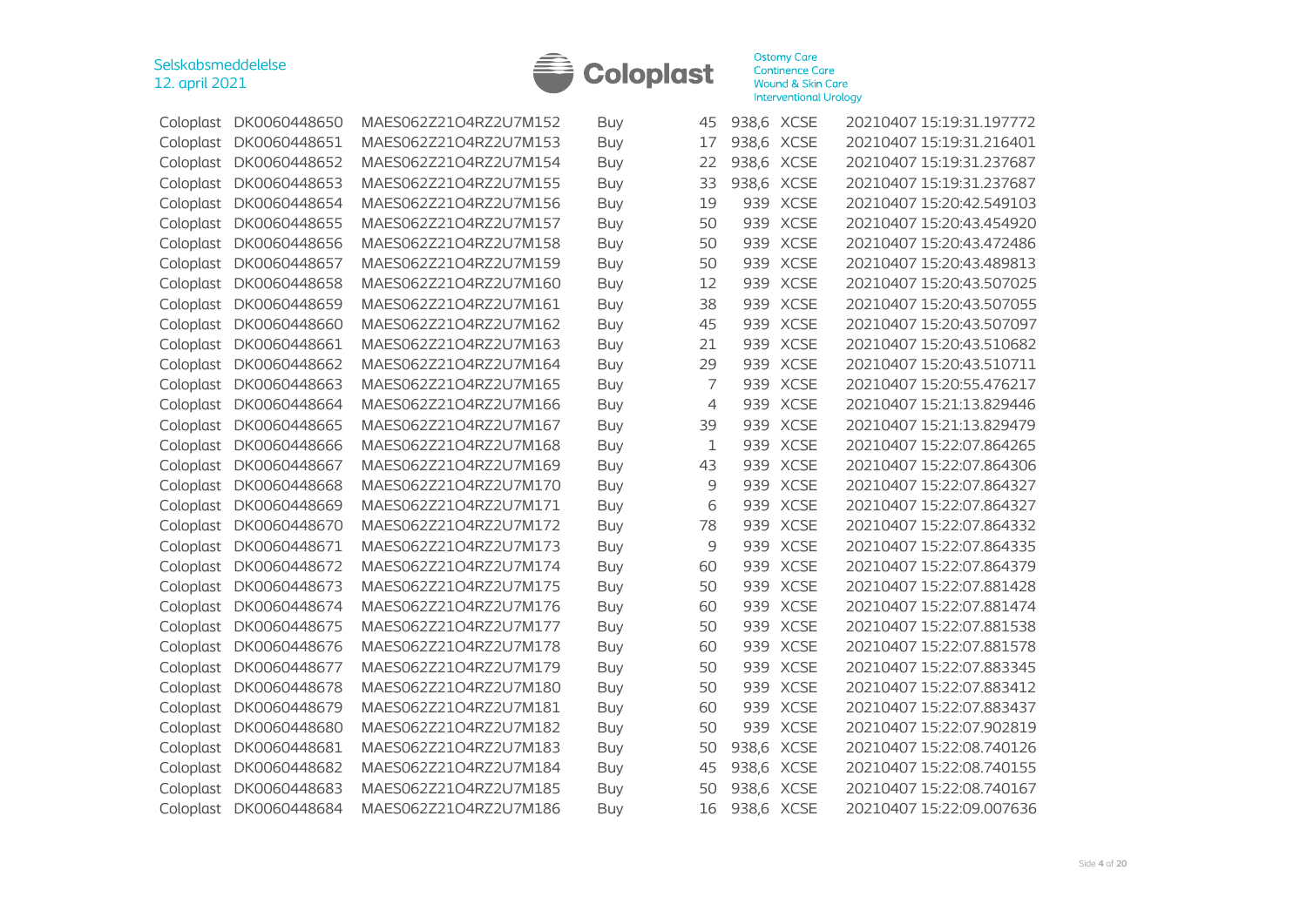| Coloplast | DK0060448650 | MAES062Z21O4RZ2U7M152 | Buy | 45 | 938,6 | XCSE | 20210407 15:19:31.197772 |
|---|---|---|---|---|---|---|---|
| Coloplast | DK0060448651 | MAES062Z21O4RZ2U7M153 | Buy | 17 | 938,6 | XCSE | 20210407 15:19:31.216401 |
| Coloplast | DK0060448652 | MAES062Z21O4RZ2U7M154 | Buy | 22 | 938,6 | XCSE | 20210407 15:19:31.237687 |
| Coloplast | DK0060448653 | MAES062Z21O4RZ2U7M155 | Buy | 33 | 938,6 | XCSE | 20210407 15:19:31.237687 |
| Coloplast | DK0060448654 | MAES062Z21O4RZ2U7M156 | Buy | 19 | 939 | XCSE | 20210407 15:20:42.549103 |
| Coloplast | DK0060448655 | MAES062Z21O4RZ2U7M157 | Buy | 50 | 939 | XCSE | 20210407 15:20:43.454920 |
| Coloplast | DK0060448656 | MAES062Z21O4RZ2U7M158 | Buy | 50 | 939 | XCSE | 20210407 15:20:43.472486 |
| Coloplast | DK0060448657 | MAES062Z21O4RZ2U7M159 | Buy | 50 | 939 | XCSE | 20210407 15:20:43.489813 |
| Coloplast | DK0060448658 | MAES062Z21O4RZ2U7M160 | Buy | 12 | 939 | XCSE | 20210407 15:20:43.507025 |
| Coloplast | DK0060448659 | MAES062Z21O4RZ2U7M161 | Buy | 38 | 939 | XCSE | 20210407 15:20:43.507055 |
| Coloplast | DK0060448660 | MAES062Z21O4RZ2U7M162 | Buy | 45 | 939 | XCSE | 20210407 15:20:43.507097 |
| Coloplast | DK0060448661 | MAES062Z21O4RZ2U7M163 | Buy | 21 | 939 | XCSE | 20210407 15:20:43.510682 |
| Coloplast | DK0060448662 | MAES062Z21O4RZ2U7M164 | Buy | 29 | 939 | XCSE | 20210407 15:20:43.510711 |
| Coloplast | DK0060448663 | MAES062Z21O4RZ2U7M165 | Buy | 7 | 939 | XCSE | 20210407 15:20:55.476217 |
| Coloplast | DK0060448664 | MAES062Z21O4RZ2U7M166 | Buy | 4 | 939 | XCSE | 20210407 15:21:13.829446 |
| Coloplast | DK0060448665 | MAES062Z21O4RZ2U7M167 | Buy | 39 | 939 | XCSE | 20210407 15:21:13.829479 |
| Coloplast | DK0060448666 | MAES062Z21O4RZ2U7M168 | Buy | 1 | 939 | XCSE | 20210407 15:22:07.864265 |
| Coloplast | DK0060448667 | MAES062Z21O4RZ2U7M169 | Buy | 43 | 939 | XCSE | 20210407 15:22:07.864306 |
| Coloplast | DK0060448668 | MAES062Z21O4RZ2U7M170 | Buy | 9 | 939 | XCSE | 20210407 15:22:07.864327 |
| Coloplast | DK0060448669 | MAES062Z21O4RZ2U7M171 | Buy | 6 | 939 | XCSE | 20210407 15:22:07.864327 |
| Coloplast | DK0060448670 | MAES062Z21O4RZ2U7M172 | Buy | 78 | 939 | XCSE | 20210407 15:22:07.864332 |
| Coloplast | DK0060448671 | MAES062Z21O4RZ2U7M173 | Buy | 9 | 939 | XCSE | 20210407 15:22:07.864335 |
| Coloplast | DK0060448672 | MAES062Z21O4RZ2U7M174 | Buy | 60 | 939 | XCSE | 20210407 15:22:07.864379 |
| Coloplast | DK0060448673 | MAES062Z21O4RZ2U7M175 | Buy | 50 | 939 | XCSE | 20210407 15:22:07.881428 |
| Coloplast | DK0060448674 | MAES062Z21O4RZ2U7M176 | Buy | 60 | 939 | XCSE | 20210407 15:22:07.881474 |
| Coloplast | DK0060448675 | MAES062Z21O4RZ2U7M177 | Buy | 50 | 939 | XCSE | 20210407 15:22:07.881538 |
| Coloplast | DK0060448676 | MAES062Z21O4RZ2U7M178 | Buy | 60 | 939 | XCSE | 20210407 15:22:07.881578 |
| Coloplast | DK0060448677 | MAES062Z21O4RZ2U7M179 | Buy | 50 | 939 | XCSE | 20210407 15:22:07.883345 |
| Coloplast | DK0060448678 | MAES062Z21O4RZ2U7M180 | Buy | 50 | 939 | XCSE | 20210407 15:22:07.883412 |
| Coloplast | DK0060448679 | MAES062Z21O4RZ2U7M181 | Buy | 60 | 939 | XCSE | 20210407 15:22:07.883437 |
| Coloplast | DK0060448680 | MAES062Z21O4RZ2U7M182 | Buy | 50 | 939 | XCSE | 20210407 15:22:07.902819 |
| Coloplast | DK0060448681 | MAES062Z21O4RZ2U7M183 | Buy | 50 | 938,6 | XCSE | 20210407 15:22:08.740126 |
| Coloplast | DK0060448682 | MAES062Z21O4RZ2U7M184 | Buy | 45 | 938,6 | XCSE | 20210407 15:22:08.740155 |
| Coloplast | DK0060448683 | MAES062Z21O4RZ2U7M185 | Buy | 50 | 938,6 | XCSE | 20210407 15:22:08.740167 |
| Coloplast | DK0060448684 | MAES062Z21O4RZ2U7M186 | Buy | 16 | 938,6 | XCSE | 20210407 15:22:09.007636 |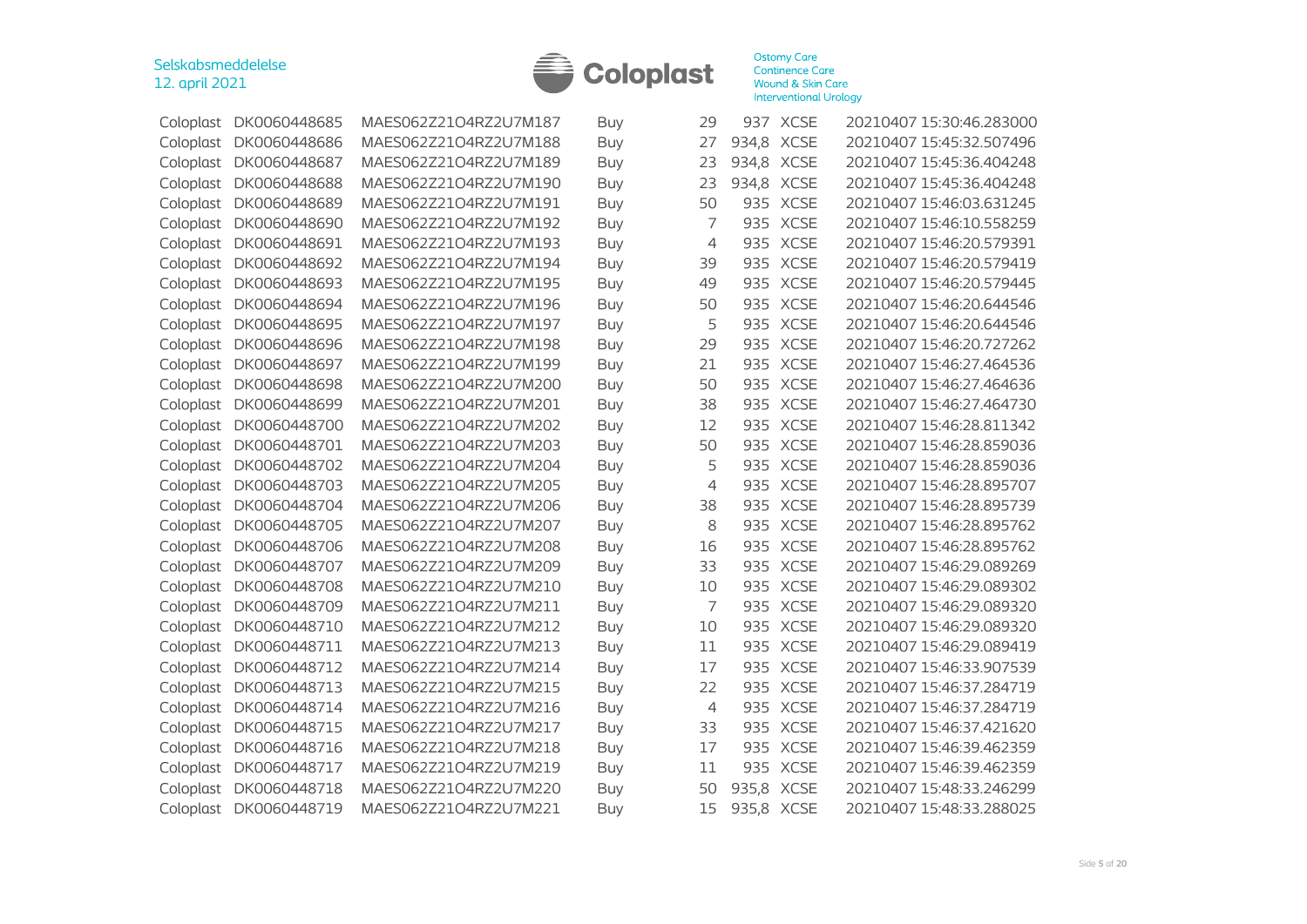| | | | | | | | |
|---|---|---|---|---|---|---|---|
| Coloplast | DK0060448685 | MAES062Z21O4RZ2U7M187 | Buy | 29 | 937 | XCSE | 20210407 15:30:46.283000 |
| Coloplast | DK0060448686 | MAES062Z21O4RZ2U7M188 | Buy | 27 | 934,8 | XCSE | 20210407 15:45:32.507496 |
| Coloplast | DK0060448687 | MAES062Z21O4RZ2U7M189 | Buy | 23 | 934,8 | XCSE | 20210407 15:45:36.404248 |
| Coloplast | DK0060448688 | MAES062Z21O4RZ2U7M190 | Buy | 23 | 934,8 | XCSE | 20210407 15:45:36.404248 |
| Coloplast | DK0060448689 | MAES062Z21O4RZ2U7M191 | Buy | 50 | 935 | XCSE | 20210407 15:46:03.631245 |
| Coloplast | DK0060448690 | MAES062Z21O4RZ2U7M192 | Buy | 7 | 935 | XCSE | 20210407 15:46:10.558259 |
| Coloplast | DK0060448691 | MAES062Z21O4RZ2U7M193 | Buy | 4 | 935 | XCSE | 20210407 15:46:20.579391 |
| Coloplast | DK0060448692 | MAES062Z21O4RZ2U7M194 | Buy | 39 | 935 | XCSE | 20210407 15:46:20.579419 |
| Coloplast | DK0060448693 | MAES062Z21O4RZ2U7M195 | Buy | 49 | 935 | XCSE | 20210407 15:46:20.579445 |
| Coloplast | DK0060448694 | MAES062Z21O4RZ2U7M196 | Buy | 50 | 935 | XCSE | 20210407 15:46:20.644546 |
| Coloplast | DK0060448695 | MAES062Z21O4RZ2U7M197 | Buy | 5 | 935 | XCSE | 20210407 15:46:20.644546 |
| Coloplast | DK0060448696 | MAES062Z21O4RZ2U7M198 | Buy | 29 | 935 | XCSE | 20210407 15:46:20.727262 |
| Coloplast | DK0060448697 | MAES062Z21O4RZ2U7M199 | Buy | 21 | 935 | XCSE | 20210407 15:46:27.464536 |
| Coloplast | DK0060448698 | MAES062Z21O4RZ2U7M200 | Buy | 50 | 935 | XCSE | 20210407 15:46:27.464636 |
| Coloplast | DK0060448699 | MAES062Z21O4RZ2U7M201 | Buy | 38 | 935 | XCSE | 20210407 15:46:27.464730 |
| Coloplast | DK0060448700 | MAES062Z21O4RZ2U7M202 | Buy | 12 | 935 | XCSE | 20210407 15:46:28.811342 |
| Coloplast | DK0060448701 | MAES062Z21O4RZ2U7M203 | Buy | 50 | 935 | XCSE | 20210407 15:46:28.859036 |
| Coloplast | DK0060448702 | MAES062Z21O4RZ2U7M204 | Buy | 5 | 935 | XCSE | 20210407 15:46:28.859036 |
| Coloplast | DK0060448703 | MAES062Z21O4RZ2U7M205 | Buy | 4 | 935 | XCSE | 20210407 15:46:28.895707 |
| Coloplast | DK0060448704 | MAES062Z21O4RZ2U7M206 | Buy | 38 | 935 | XCSE | 20210407 15:46:28.895739 |
| Coloplast | DK0060448705 | MAES062Z21O4RZ2U7M207 | Buy | 8 | 935 | XCSE | 20210407 15:46:28.895762 |
| Coloplast | DK0060448706 | MAES062Z21O4RZ2U7M208 | Buy | 16 | 935 | XCSE | 20210407 15:46:28.895762 |
| Coloplast | DK0060448707 | MAES062Z21O4RZ2U7M209 | Buy | 33 | 935 | XCSE | 20210407 15:46:29.089269 |
| Coloplast | DK0060448708 | MAES062Z21O4RZ2U7M210 | Buy | 10 | 935 | XCSE | 20210407 15:46:29.089302 |
| Coloplast | DK0060448709 | MAES062Z21O4RZ2U7M211 | Buy | 7 | 935 | XCSE | 20210407 15:46:29.089320 |
| Coloplast | DK0060448710 | MAES062Z21O4RZ2U7M212 | Buy | 10 | 935 | XCSE | 20210407 15:46:29.089320 |
| Coloplast | DK0060448711 | MAES062Z21O4RZ2U7M213 | Buy | 11 | 935 | XCSE | 20210407 15:46:29.089419 |
| Coloplast | DK0060448712 | MAES062Z21O4RZ2U7M214 | Buy | 17 | 935 | XCSE | 20210407 15:46:33.907539 |
| Coloplast | DK0060448713 | MAES062Z21O4RZ2U7M215 | Buy | 22 | 935 | XCSE | 20210407 15:46:37.284719 |
| Coloplast | DK0060448714 | MAES062Z21O4RZ2U7M216 | Buy | 4 | 935 | XCSE | 20210407 15:46:37.284719 |
| Coloplast | DK0060448715 | MAES062Z21O4RZ2U7M217 | Buy | 33 | 935 | XCSE | 20210407 15:46:37.421620 |
| Coloplast | DK0060448716 | MAES062Z21O4RZ2U7M218 | Buy | 17 | 935 | XCSE | 20210407 15:46:39.462359 |
| Coloplast | DK0060448717 | MAES062Z21O4RZ2U7M219 | Buy | 11 | 935 | XCSE | 20210407 15:46:39.462359 |
| Coloplast | DK0060448718 | MAES062Z21O4RZ2U7M220 | Buy | 50 | 935,8 | XCSE | 20210407 15:48:33.246299 |
| Coloplast | DK0060448719 | MAES062Z21O4RZ2U7M221 | Buy | 15 | 935,8 | XCSE | 20210407 15:48:33.288025 |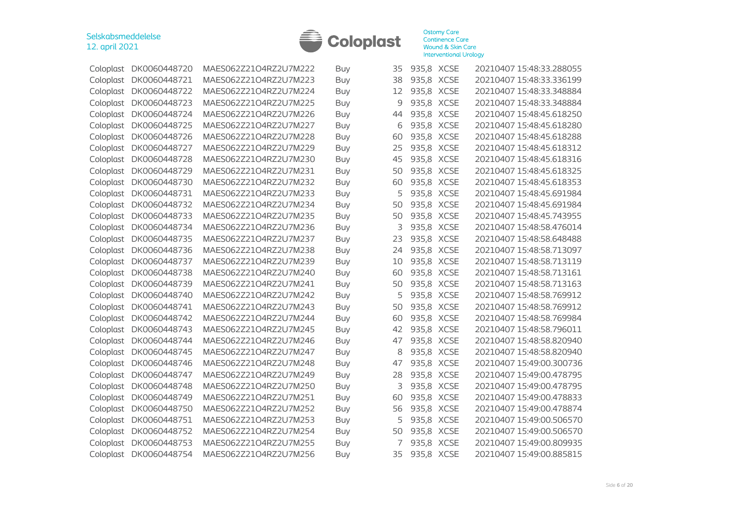| | | | | | | | |
|---|---|---|---|---|---|---|---|
| Coloplast | DK0060448720 | MAES062Z21O4RZ2U7M222 | Buy | 35 | 935,8 | XCSE | 20210407 15:48:33.288055 |
| Coloplast | DK0060448721 | MAES062Z21O4RZ2U7M223 | Buy | 38 | 935,8 | XCSE | 20210407 15:48:33.336199 |
| Coloplast | DK0060448722 | MAES062Z21O4RZ2U7M224 | Buy | 12 | 935,8 | XCSE | 20210407 15:48:33.348884 |
| Coloplast | DK0060448723 | MAES062Z21O4RZ2U7M225 | Buy | 9 | 935,8 | XCSE | 20210407 15:48:33.348884 |
| Coloplast | DK0060448724 | MAES062Z21O4RZ2U7M226 | Buy | 44 | 935,8 | XCSE | 20210407 15:48:45.618250 |
| Coloplast | DK0060448725 | MAES062Z21O4RZ2U7M227 | Buy | 6 | 935,8 | XCSE | 20210407 15:48:45.618280 |
| Coloplast | DK0060448726 | MAES062Z21O4RZ2U7M228 | Buy | 60 | 935,8 | XCSE | 20210407 15:48:45.618288 |
| Coloplast | DK0060448727 | MAES062Z21O4RZ2U7M229 | Buy | 25 | 935,8 | XCSE | 20210407 15:48:45.618312 |
| Coloplast | DK0060448728 | MAES062Z21O4RZ2U7M230 | Buy | 45 | 935,8 | XCSE | 20210407 15:48:45.618316 |
| Coloplast | DK0060448729 | MAES062Z21O4RZ2U7M231 | Buy | 50 | 935,8 | XCSE | 20210407 15:48:45.618325 |
| Coloplast | DK0060448730 | MAES062Z21O4RZ2U7M232 | Buy | 60 | 935,8 | XCSE | 20210407 15:48:45.618353 |
| Coloplast | DK0060448731 | MAES062Z21O4RZ2U7M233 | Buy | 5 | 935,8 | XCSE | 20210407 15:48:45.691984 |
| Coloplast | DK0060448732 | MAES062Z21O4RZ2U7M234 | Buy | 50 | 935,8 | XCSE | 20210407 15:48:45.691984 |
| Coloplast | DK0060448733 | MAES062Z21O4RZ2U7M235 | Buy | 50 | 935,8 | XCSE | 20210407 15:48:45.743955 |
| Coloplast | DK0060448734 | MAES062Z21O4RZ2U7M236 | Buy | 3 | 935,8 | XCSE | 20210407 15:48:58.476014 |
| Coloplast | DK0060448735 | MAES062Z21O4RZ2U7M237 | Buy | 23 | 935,8 | XCSE | 20210407 15:48:58.648488 |
| Coloplast | DK0060448736 | MAES062Z21O4RZ2U7M238 | Buy | 24 | 935,8 | XCSE | 20210407 15:48:58.713097 |
| Coloplast | DK0060448737 | MAES062Z21O4RZ2U7M239 | Buy | 10 | 935,8 | XCSE | 20210407 15:48:58.713119 |
| Coloplast | DK0060448738 | MAES062Z21O4RZ2U7M240 | Buy | 60 | 935,8 | XCSE | 20210407 15:48:58.713161 |
| Coloplast | DK0060448739 | MAES062Z21O4RZ2U7M241 | Buy | 50 | 935,8 | XCSE | 20210407 15:48:58.713163 |
| Coloplast | DK0060448740 | MAES062Z21O4RZ2U7M242 | Buy | 5 | 935,8 | XCSE | 20210407 15:48:58.769912 |
| Coloplast | DK0060448741 | MAES062Z21O4RZ2U7M243 | Buy | 50 | 935,8 | XCSE | 20210407 15:48:58.769912 |
| Coloplast | DK0060448742 | MAES062Z21O4RZ2U7M244 | Buy | 60 | 935,8 | XCSE | 20210407 15:48:58.769984 |
| Coloplast | DK0060448743 | MAES062Z21O4RZ2U7M245 | Buy | 42 | 935,8 | XCSE | 20210407 15:48:58.796011 |
| Coloplast | DK0060448744 | MAES062Z21O4RZ2U7M246 | Buy | 47 | 935,8 | XCSE | 20210407 15:48:58.820940 |
| Coloplast | DK0060448745 | MAES062Z21O4RZ2U7M247 | Buy | 8 | 935,8 | XCSE | 20210407 15:48:58.820940 |
| Coloplast | DK0060448746 | MAES062Z21O4RZ2U7M248 | Buy | 47 | 935,8 | XCSE | 20210407 15:49:00.300736 |
| Coloplast | DK0060448747 | MAES062Z21O4RZ2U7M249 | Buy | 28 | 935,8 | XCSE | 20210407 15:49:00.478795 |
| Coloplast | DK0060448748 | MAES062Z21O4RZ2U7M250 | Buy | 3 | 935,8 | XCSE | 20210407 15:49:00.478795 |
| Coloplast | DK0060448749 | MAES062Z21O4RZ2U7M251 | Buy | 60 | 935,8 | XCSE | 20210407 15:49:00.478833 |
| Coloplast | DK0060448750 | MAES062Z21O4RZ2U7M252 | Buy | 56 | 935,8 | XCSE | 20210407 15:49:00.478874 |
| Coloplast | DK0060448751 | MAES062Z21O4RZ2U7M253 | Buy | 5 | 935,8 | XCSE | 20210407 15:49:00.506570 |
| Coloplast | DK0060448752 | MAES062Z21O4RZ2U7M254 | Buy | 50 | 935,8 | XCSE | 20210407 15:49:00.506570 |
| Coloplast | DK0060448753 | MAES062Z21O4RZ2U7M255 | Buy | 7 | 935,8 | XCSE | 20210407 15:49:00.809935 |
| Coloplast | DK0060448754 | MAES062Z21O4RZ2U7M256 | Buy | 35 | 935,8 | XCSE | 20210407 15:49:00.885815 |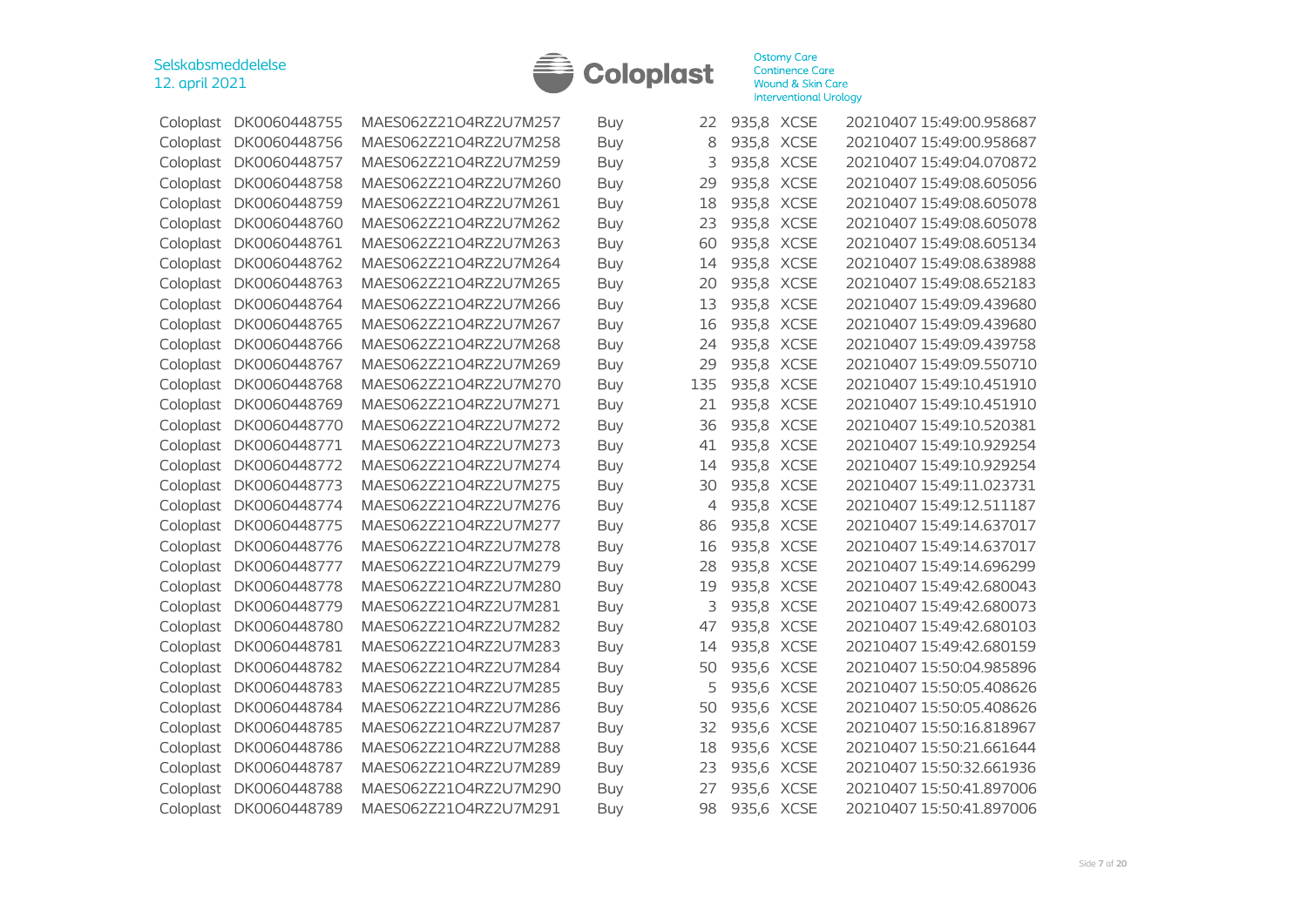| | | | | | | | |
|---|---|---|---|---|---|---|---|
| Coloplast | DK0060448755 | MAES062Z21O4RZ2U7M257 | Buy | 22 | 935,8 | XCSE | 20210407 15:49:00.958687 |
| Coloplast | DK0060448756 | MAES062Z21O4RZ2U7M258 | Buy | 8 | 935,8 | XCSE | 20210407 15:49:00.958687 |
| Coloplast | DK0060448757 | MAES062Z21O4RZ2U7M259 | Buy | 3 | 935,8 | XCSE | 20210407 15:49:04.070872 |
| Coloplast | DK0060448758 | MAES062Z21O4RZ2U7M260 | Buy | 29 | 935,8 | XCSE | 20210407 15:49:08.605056 |
| Coloplast | DK0060448759 | MAES062Z21O4RZ2U7M261 | Buy | 18 | 935,8 | XCSE | 20210407 15:49:08.605078 |
| Coloplast | DK0060448760 | MAES062Z21O4RZ2U7M262 | Buy | 23 | 935,8 | XCSE | 20210407 15:49:08.605078 |
| Coloplast | DK0060448761 | MAES062Z21O4RZ2U7M263 | Buy | 60 | 935,8 | XCSE | 20210407 15:49:08.605134 |
| Coloplast | DK0060448762 | MAES062Z21O4RZ2U7M264 | Buy | 14 | 935,8 | XCSE | 20210407 15:49:08.638988 |
| Coloplast | DK0060448763 | MAES062Z21O4RZ2U7M265 | Buy | 20 | 935,8 | XCSE | 20210407 15:49:08.652183 |
| Coloplast | DK0060448764 | MAES062Z21O4RZ2U7M266 | Buy | 13 | 935,8 | XCSE | 20210407 15:49:09.439680 |
| Coloplast | DK0060448765 | MAES062Z21O4RZ2U7M267 | Buy | 16 | 935,8 | XCSE | 20210407 15:49:09.439680 |
| Coloplast | DK0060448766 | MAES062Z21O4RZ2U7M268 | Buy | 24 | 935,8 | XCSE | 20210407 15:49:09.439758 |
| Coloplast | DK0060448767 | MAES062Z21O4RZ2U7M269 | Buy | 29 | 935,8 | XCSE | 20210407 15:49:09.550710 |
| Coloplast | DK0060448768 | MAES062Z21O4RZ2U7M270 | Buy | 135 | 935,8 | XCSE | 20210407 15:49:10.451910 |
| Coloplast | DK0060448769 | MAES062Z21O4RZ2U7M271 | Buy | 21 | 935,8 | XCSE | 20210407 15:49:10.451910 |
| Coloplast | DK0060448770 | MAES062Z21O4RZ2U7M272 | Buy | 36 | 935,8 | XCSE | 20210407 15:49:10.520381 |
| Coloplast | DK0060448771 | MAES062Z21O4RZ2U7M273 | Buy | 41 | 935,8 | XCSE | 20210407 15:49:10.929254 |
| Coloplast | DK0060448772 | MAES062Z21O4RZ2U7M274 | Buy | 14 | 935,8 | XCSE | 20210407 15:49:10.929254 |
| Coloplast | DK0060448773 | MAES062Z21O4RZ2U7M275 | Buy | 30 | 935,8 | XCSE | 20210407 15:49:11.023731 |
| Coloplast | DK0060448774 | MAES062Z21O4RZ2U7M276 | Buy | 4 | 935,8 | XCSE | 20210407 15:49:12.511187 |
| Coloplast | DK0060448775 | MAES062Z21O4RZ2U7M277 | Buy | 86 | 935,8 | XCSE | 20210407 15:49:14.637017 |
| Coloplast | DK0060448776 | MAES062Z21O4RZ2U7M278 | Buy | 16 | 935,8 | XCSE | 20210407 15:49:14.637017 |
| Coloplast | DK0060448777 | MAES062Z21O4RZ2U7M279 | Buy | 28 | 935,8 | XCSE | 20210407 15:49:14.696299 |
| Coloplast | DK0060448778 | MAES062Z21O4RZ2U7M280 | Buy | 19 | 935,8 | XCSE | 20210407 15:49:42.680043 |
| Coloplast | DK0060448779 | MAES062Z21O4RZ2U7M281 | Buy | 3 | 935,8 | XCSE | 20210407 15:49:42.680073 |
| Coloplast | DK0060448780 | MAES062Z21O4RZ2U7M282 | Buy | 47 | 935,8 | XCSE | 20210407 15:49:42.680103 |
| Coloplast | DK0060448781 | MAES062Z21O4RZ2U7M283 | Buy | 14 | 935,8 | XCSE | 20210407 15:49:42.680159 |
| Coloplast | DK0060448782 | MAES062Z21O4RZ2U7M284 | Buy | 50 | 935,6 | XCSE | 20210407 15:50:04.985896 |
| Coloplast | DK0060448783 | MAES062Z21O4RZ2U7M285 | Buy | 5 | 935,6 | XCSE | 20210407 15:50:05.408626 |
| Coloplast | DK0060448784 | MAES062Z21O4RZ2U7M286 | Buy | 50 | 935,6 | XCSE | 20210407 15:50:05.408626 |
| Coloplast | DK0060448785 | MAES062Z21O4RZ2U7M287 | Buy | 32 | 935,6 | XCSE | 20210407 15:50:16.818967 |
| Coloplast | DK0060448786 | MAES062Z21O4RZ2U7M288 | Buy | 18 | 935,6 | XCSE | 20210407 15:50:21.661644 |
| Coloplast | DK0060448787 | MAES062Z21O4RZ2U7M289 | Buy | 23 | 935,6 | XCSE | 20210407 15:50:32.661936 |
| Coloplast | DK0060448788 | MAES062Z21O4RZ2U7M290 | Buy | 27 | 935,6 | XCSE | 20210407 15:50:41.897006 |
| Coloplast | DK0060448789 | MAES062Z21O4RZ2U7M291 | Buy | 98 | 935,6 | XCSE | 20210407 15:50:41.897006 |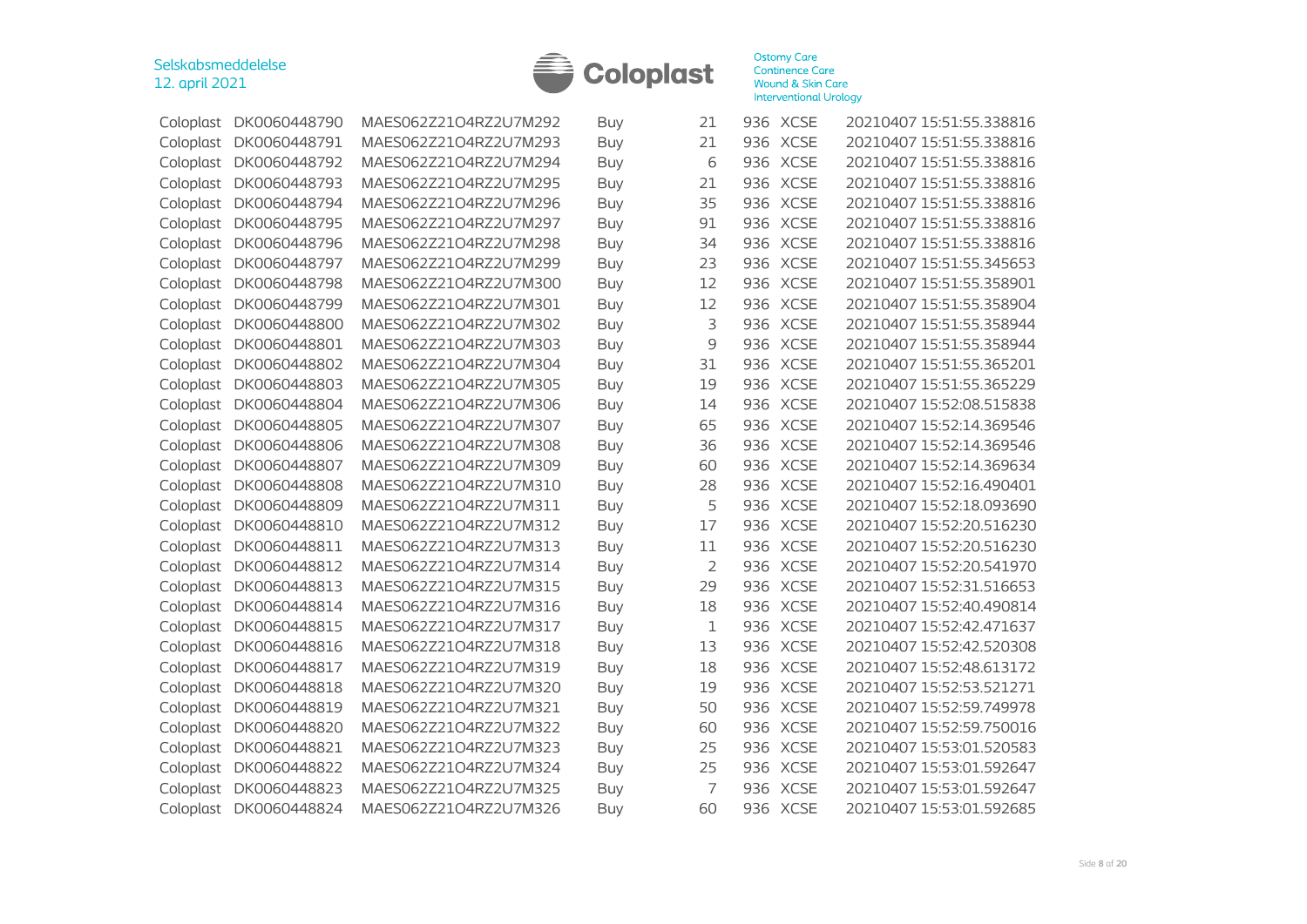| | | | | | | | |
|---|---|---|---|---|---|---|---|
| Coloplast | DK0060448790 | MAES062Z21O4RZ2U7M292 | Buy | 21 | 936 | XCSE | 20210407 15:51:55.338816 |
| Coloplast | DK0060448791 | MAES062Z21O4RZ2U7M293 | Buy | 21 | 936 | XCSE | 20210407 15:51:55.338816 |
| Coloplast | DK0060448792 | MAES062Z21O4RZ2U7M294 | Buy | 6 | 936 | XCSE | 20210407 15:51:55.338816 |
| Coloplast | DK0060448793 | MAES062Z21O4RZ2U7M295 | Buy | 21 | 936 | XCSE | 20210407 15:51:55.338816 |
| Coloplast | DK0060448794 | MAES062Z21O4RZ2U7M296 | Buy | 35 | 936 | XCSE | 20210407 15:51:55.338816 |
| Coloplast | DK0060448795 | MAES062Z21O4RZ2U7M297 | Buy | 91 | 936 | XCSE | 20210407 15:51:55.338816 |
| Coloplast | DK0060448796 | MAES062Z21O4RZ2U7M298 | Buy | 34 | 936 | XCSE | 20210407 15:51:55.338816 |
| Coloplast | DK0060448797 | MAES062Z21O4RZ2U7M299 | Buy | 23 | 936 | XCSE | 20210407 15:51:55.345653 |
| Coloplast | DK0060448798 | MAES062Z21O4RZ2U7M300 | Buy | 12 | 936 | XCSE | 20210407 15:51:55.358901 |
| Coloplast | DK0060448799 | MAES062Z21O4RZ2U7M301 | Buy | 12 | 936 | XCSE | 20210407 15:51:55.358904 |
| Coloplast | DK0060448800 | MAES062Z21O4RZ2U7M302 | Buy | 3 | 936 | XCSE | 20210407 15:51:55.358944 |
| Coloplast | DK0060448801 | MAES062Z21O4RZ2U7M303 | Buy | 9 | 936 | XCSE | 20210407 15:51:55.358944 |
| Coloplast | DK0060448802 | MAES062Z21O4RZ2U7M304 | Buy | 31 | 936 | XCSE | 20210407 15:51:55.365201 |
| Coloplast | DK0060448803 | MAES062Z21O4RZ2U7M305 | Buy | 19 | 936 | XCSE | 20210407 15:51:55.365229 |
| Coloplast | DK0060448804 | MAES062Z21O4RZ2U7M306 | Buy | 14 | 936 | XCSE | 20210407 15:52:08.515838 |
| Coloplast | DK0060448805 | MAES062Z21O4RZ2U7M307 | Buy | 65 | 936 | XCSE | 20210407 15:52:14.369546 |
| Coloplast | DK0060448806 | MAES062Z21O4RZ2U7M308 | Buy | 36 | 936 | XCSE | 20210407 15:52:14.369546 |
| Coloplast | DK0060448807 | MAES062Z21O4RZ2U7M309 | Buy | 60 | 936 | XCSE | 20210407 15:52:14.369634 |
| Coloplast | DK0060448808 | MAES062Z21O4RZ2U7M310 | Buy | 28 | 936 | XCSE | 20210407 15:52:16.490401 |
| Coloplast | DK0060448809 | MAES062Z21O4RZ2U7M311 | Buy | 5 | 936 | XCSE | 20210407 15:52:18.093690 |
| Coloplast | DK0060448810 | MAES062Z21O4RZ2U7M312 | Buy | 17 | 936 | XCSE | 20210407 15:52:20.516230 |
| Coloplast | DK0060448811 | MAES062Z21O4RZ2U7M313 | Buy | 11 | 936 | XCSE | 20210407 15:52:20.516230 |
| Coloplast | DK0060448812 | MAES062Z21O4RZ2U7M314 | Buy | 2 | 936 | XCSE | 20210407 15:52:20.541970 |
| Coloplast | DK0060448813 | MAES062Z21O4RZ2U7M315 | Buy | 29 | 936 | XCSE | 20210407 15:52:31.516653 |
| Coloplast | DK0060448814 | MAES062Z21O4RZ2U7M316 | Buy | 18 | 936 | XCSE | 20210407 15:52:40.490814 |
| Coloplast | DK0060448815 | MAES062Z21O4RZ2U7M317 | Buy | 1 | 936 | XCSE | 20210407 15:52:42.471637 |
| Coloplast | DK0060448816 | MAES062Z21O4RZ2U7M318 | Buy | 13 | 936 | XCSE | 20210407 15:52:42.520308 |
| Coloplast | DK0060448817 | MAES062Z21O4RZ2U7M319 | Buy | 18 | 936 | XCSE | 20210407 15:52:48.613172 |
| Coloplast | DK0060448818 | MAES062Z21O4RZ2U7M320 | Buy | 19 | 936 | XCSE | 20210407 15:52:53.521271 |
| Coloplast | DK0060448819 | MAES062Z21O4RZ2U7M321 | Buy | 50 | 936 | XCSE | 20210407 15:52:59.749978 |
| Coloplast | DK0060448820 | MAES062Z21O4RZ2U7M322 | Buy | 60 | 936 | XCSE | 20210407 15:52:59.750016 |
| Coloplast | DK0060448821 | MAES062Z21O4RZ2U7M323 | Buy | 25 | 936 | XCSE | 20210407 15:53:01.520583 |
| Coloplast | DK0060448822 | MAES062Z21O4RZ2U7M324 | Buy | 25 | 936 | XCSE | 20210407 15:53:01.592647 |
| Coloplast | DK0060448823 | MAES062Z21O4RZ2U7M325 | Buy | 7 | 936 | XCSE | 20210407 15:53:01.592647 |
| Coloplast | DK0060448824 | MAES062Z21O4RZ2U7M326 | Buy | 60 | 936 | XCSE | 20210407 15:53:01.592685 |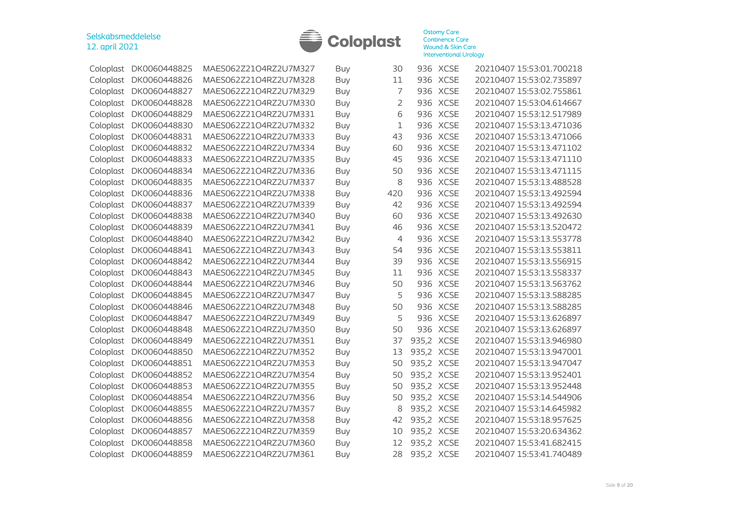| | | | | | | | |
|---|---|---|---|---|---|---|---|
| Coloplast | DK0060448825 | MAES062Z2104RZ2U7M327 | Buy | 30 | 936 | XCSE | 20210407 15:53:01.700218 |
| Coloplast | DK0060448826 | MAES062Z2104RZ2U7M328 | Buy | 11 | 936 | XCSE | 20210407 15:53:02.735897 |
| Coloplast | DK0060448827 | MAES062Z2104RZ2U7M329 | Buy | 7 | 936 | XCSE | 20210407 15:53:02.755861 |
| Coloplast | DK0060448828 | MAES062Z2104RZ2U7M330 | Buy | 2 | 936 | XCSE | 20210407 15:53:04.614667 |
| Coloplast | DK0060448829 | MAES062Z2104RZ2U7M331 | Buy | 6 | 936 | XCSE | 20210407 15:53:12.517989 |
| Coloplast | DK0060448830 | MAES062Z2104RZ2U7M332 | Buy | 1 | 936 | XCSE | 20210407 15:53:13.471036 |
| Coloplast | DK0060448831 | MAES062Z2104RZ2U7M333 | Buy | 43 | 936 | XCSE | 20210407 15:53:13.471066 |
| Coloplast | DK0060448832 | MAES062Z2104RZ2U7M334 | Buy | 60 | 936 | XCSE | 20210407 15:53:13.471102 |
| Coloplast | DK0060448833 | MAES062Z2104RZ2U7M335 | Buy | 45 | 936 | XCSE | 20210407 15:53:13.471110 |
| Coloplast | DK0060448834 | MAES062Z2104RZ2U7M336 | Buy | 50 | 936 | XCSE | 20210407 15:53:13.471115 |
| Coloplast | DK0060448835 | MAES062Z2104RZ2U7M337 | Buy | 8 | 936 | XCSE | 20210407 15:53:13.488528 |
| Coloplast | DK0060448836 | MAES062Z2104RZ2U7M338 | Buy | 420 | 936 | XCSE | 20210407 15:53:13.492594 |
| Coloplast | DK0060448837 | MAES062Z2104RZ2U7M339 | Buy | 42 | 936 | XCSE | 20210407 15:53:13.492594 |
| Coloplast | DK0060448838 | MAES062Z2104RZ2U7M340 | Buy | 60 | 936 | XCSE | 20210407 15:53:13.492630 |
| Coloplast | DK0060448839 | MAES062Z2104RZ2U7M341 | Buy | 46 | 936 | XCSE | 20210407 15:53:13.520472 |
| Coloplast | DK0060448840 | MAES062Z2104RZ2U7M342 | Buy | 4 | 936 | XCSE | 20210407 15:53:13.553778 |
| Coloplast | DK0060448841 | MAES062Z2104RZ2U7M343 | Buy | 54 | 936 | XCSE | 20210407 15:53:13.553811 |
| Coloplast | DK0060448842 | MAES062Z2104RZ2U7M344 | Buy | 39 | 936 | XCSE | 20210407 15:53:13.556915 |
| Coloplast | DK0060448843 | MAES062Z2104RZ2U7M345 | Buy | 11 | 936 | XCSE | 20210407 15:53:13.558337 |
| Coloplast | DK0060448844 | MAES062Z2104RZ2U7M346 | Buy | 50 | 936 | XCSE | 20210407 15:53:13.563762 |
| Coloplast | DK0060448845 | MAES062Z2104RZ2U7M347 | Buy | 5 | 936 | XCSE | 20210407 15:53:13.588285 |
| Coloplast | DK0060448846 | MAES062Z2104RZ2U7M348 | Buy | 50 | 936 | XCSE | 20210407 15:53:13.588285 |
| Coloplast | DK0060448847 | MAES062Z2104RZ2U7M349 | Buy | 5 | 936 | XCSE | 20210407 15:53:13.626897 |
| Coloplast | DK0060448848 | MAES062Z2104RZ2U7M350 | Buy | 50 | 936 | XCSE | 20210407 15:53:13.626897 |
| Coloplast | DK0060448849 | MAES062Z2104RZ2U7M351 | Buy | 37 | 935,2 | XCSE | 20210407 15:53:13.946980 |
| Coloplast | DK0060448850 | MAES062Z2104RZ2U7M352 | Buy | 13 | 935,2 | XCSE | 20210407 15:53:13.947001 |
| Coloplast | DK0060448851 | MAES062Z2104RZ2U7M353 | Buy | 50 | 935,2 | XCSE | 20210407 15:53:13.947047 |
| Coloplast | DK0060448852 | MAES062Z2104RZ2U7M354 | Buy | 50 | 935,2 | XCSE | 20210407 15:53:13.952401 |
| Coloplast | DK0060448853 | MAES062Z2104RZ2U7M355 | Buy | 50 | 935,2 | XCSE | 20210407 15:53:13.952448 |
| Coloplast | DK0060448854 | MAES062Z2104RZ2U7M356 | Buy | 50 | 935,2 | XCSE | 20210407 15:53:14.544906 |
| Coloplast | DK0060448855 | MAES062Z2104RZ2U7M357 | Buy | 8 | 935,2 | XCSE | 20210407 15:53:14.645982 |
| Coloplast | DK0060448856 | MAES062Z2104RZ2U7M358 | Buy | 42 | 935,2 | XCSE | 20210407 15:53:18.957625 |
| Coloplast | DK0060448857 | MAES062Z2104RZ2U7M359 | Buy | 10 | 935,2 | XCSE | 20210407 15:53:20.634362 |
| Coloplast | DK0060448858 | MAES062Z2104RZ2U7M360 | Buy | 12 | 935,2 | XCSE | 20210407 15:53:41.682415 |
| Coloplast | DK0060448859 | MAES062Z2104RZ2U7M361 | Buy | 28 | 935,2 | XCSE | 20210407 15:53:41.740489 |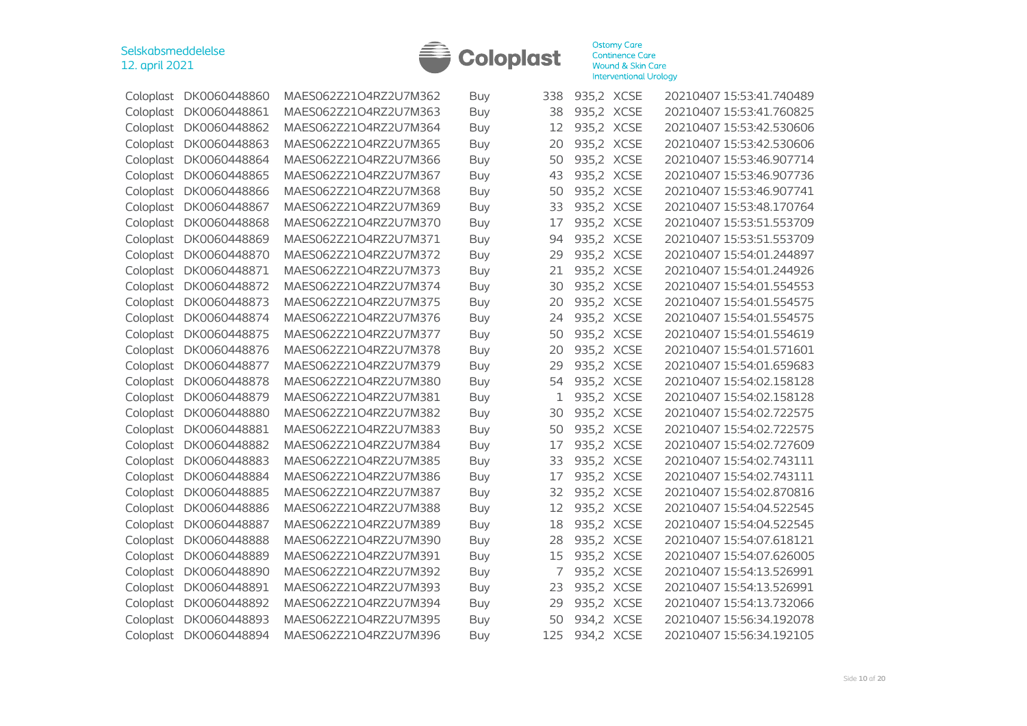| | | | | | | | |
|---|---|---|---|---|---|---|---|
| Coloplast | DK0060448860 | MAES062Z2104RZ2U7M362 | Buy | 338 | 935,2 | XCSE | 20210407 15:53:41.740489 |
| Coloplast | DK0060448861 | MAES062Z2104RZ2U7M363 | Buy | 38 | 935,2 | XCSE | 20210407 15:53:41.760825 |
| Coloplast | DK0060448862 | MAES062Z2104RZ2U7M364 | Buy | 12 | 935,2 | XCSE | 20210407 15:53:42.530606 |
| Coloplast | DK0060448863 | MAES062Z2104RZ2U7M365 | Buy | 20 | 935,2 | XCSE | 20210407 15:53:42.530606 |
| Coloplast | DK0060448864 | MAES062Z2104RZ2U7M366 | Buy | 50 | 935,2 | XCSE | 20210407 15:53:46.907714 |
| Coloplast | DK0060448865 | MAES062Z2104RZ2U7M367 | Buy | 43 | 935,2 | XCSE | 20210407 15:53:46.907736 |
| Coloplast | DK0060448866 | MAES062Z2104RZ2U7M368 | Buy | 50 | 935,2 | XCSE | 20210407 15:53:46.907741 |
| Coloplast | DK0060448867 | MAES062Z2104RZ2U7M369 | Buy | 33 | 935,2 | XCSE | 20210407 15:53:48.170764 |
| Coloplast | DK0060448868 | MAES062Z2104RZ2U7M370 | Buy | 17 | 935,2 | XCSE | 20210407 15:53:51.553709 |
| Coloplast | DK0060448869 | MAES062Z2104RZ2U7M371 | Buy | 94 | 935,2 | XCSE | 20210407 15:53:51.553709 |
| Coloplast | DK0060448870 | MAES062Z2104RZ2U7M372 | Buy | 29 | 935,2 | XCSE | 20210407 15:54:01.244897 |
| Coloplast | DK0060448871 | MAES062Z2104RZ2U7M373 | Buy | 21 | 935,2 | XCSE | 20210407 15:54:01.244926 |
| Coloplast | DK0060448872 | MAES062Z2104RZ2U7M374 | Buy | 30 | 935,2 | XCSE | 20210407 15:54:01.554553 |
| Coloplast | DK0060448873 | MAES062Z2104RZ2U7M375 | Buy | 20 | 935,2 | XCSE | 20210407 15:54:01.554575 |
| Coloplast | DK0060448874 | MAES062Z2104RZ2U7M376 | Buy | 24 | 935,2 | XCSE | 20210407 15:54:01.554575 |
| Coloplast | DK0060448875 | MAES062Z2104RZ2U7M377 | Buy | 50 | 935,2 | XCSE | 20210407 15:54:01.554619 |
| Coloplast | DK0060448876 | MAES062Z2104RZ2U7M378 | Buy | 20 | 935,2 | XCSE | 20210407 15:54:01.571601 |
| Coloplast | DK0060448877 | MAES062Z2104RZ2U7M379 | Buy | 29 | 935,2 | XCSE | 20210407 15:54:01.659683 |
| Coloplast | DK0060448878 | MAES062Z2104RZ2U7M380 | Buy | 54 | 935,2 | XCSE | 20210407 15:54:02.158128 |
| Coloplast | DK0060448879 | MAES062Z2104RZ2U7M381 | Buy | 1 | 935,2 | XCSE | 20210407 15:54:02.158128 |
| Coloplast | DK0060448880 | MAES062Z2104RZ2U7M382 | Buy | 30 | 935,2 | XCSE | 20210407 15:54:02.722575 |
| Coloplast | DK0060448881 | MAES062Z2104RZ2U7M383 | Buy | 50 | 935,2 | XCSE | 20210407 15:54:02.722575 |
| Coloplast | DK0060448882 | MAES062Z2104RZ2U7M384 | Buy | 17 | 935,2 | XCSE | 20210407 15:54:02.727609 |
| Coloplast | DK0060448883 | MAES062Z2104RZ2U7M385 | Buy | 33 | 935,2 | XCSE | 20210407 15:54:02.743111 |
| Coloplast | DK0060448884 | MAES062Z2104RZ2U7M386 | Buy | 17 | 935,2 | XCSE | 20210407 15:54:02.743111 |
| Coloplast | DK0060448885 | MAES062Z2104RZ2U7M387 | Buy | 32 | 935,2 | XCSE | 20210407 15:54:02.870816 |
| Coloplast | DK0060448886 | MAES062Z2104RZ2U7M388 | Buy | 12 | 935,2 | XCSE | 20210407 15:54:04.522545 |
| Coloplast | DK0060448887 | MAES062Z2104RZ2U7M389 | Buy | 18 | 935,2 | XCSE | 20210407 15:54:04.522545 |
| Coloplast | DK0060448888 | MAES062Z2104RZ2U7M390 | Buy | 28 | 935,2 | XCSE | 20210407 15:54:07.618121 |
| Coloplast | DK0060448889 | MAES062Z2104RZ2U7M391 | Buy | 15 | 935,2 | XCSE | 20210407 15:54:07.626005 |
| Coloplast | DK0060448890 | MAES062Z2104RZ2U7M392 | Buy | 7 | 935,2 | XCSE | 20210407 15:54:13.526991 |
| Coloplast | DK0060448891 | MAES062Z2104RZ2U7M393 | Buy | 23 | 935,2 | XCSE | 20210407 15:54:13.526991 |
| Coloplast | DK0060448892 | MAES062Z2104RZ2U7M394 | Buy | 29 | 935,2 | XCSE | 20210407 15:54:13.732066 |
| Coloplast | DK0060448893 | MAES062Z2104RZ2U7M395 | Buy | 50 | 934,2 | XCSE | 20210407 15:56:34.192078 |
| Coloplast | DK0060448894 | MAES062Z2104RZ2U7M396 | Buy | 125 | 934,2 | XCSE | 20210407 15:56:34.192105 |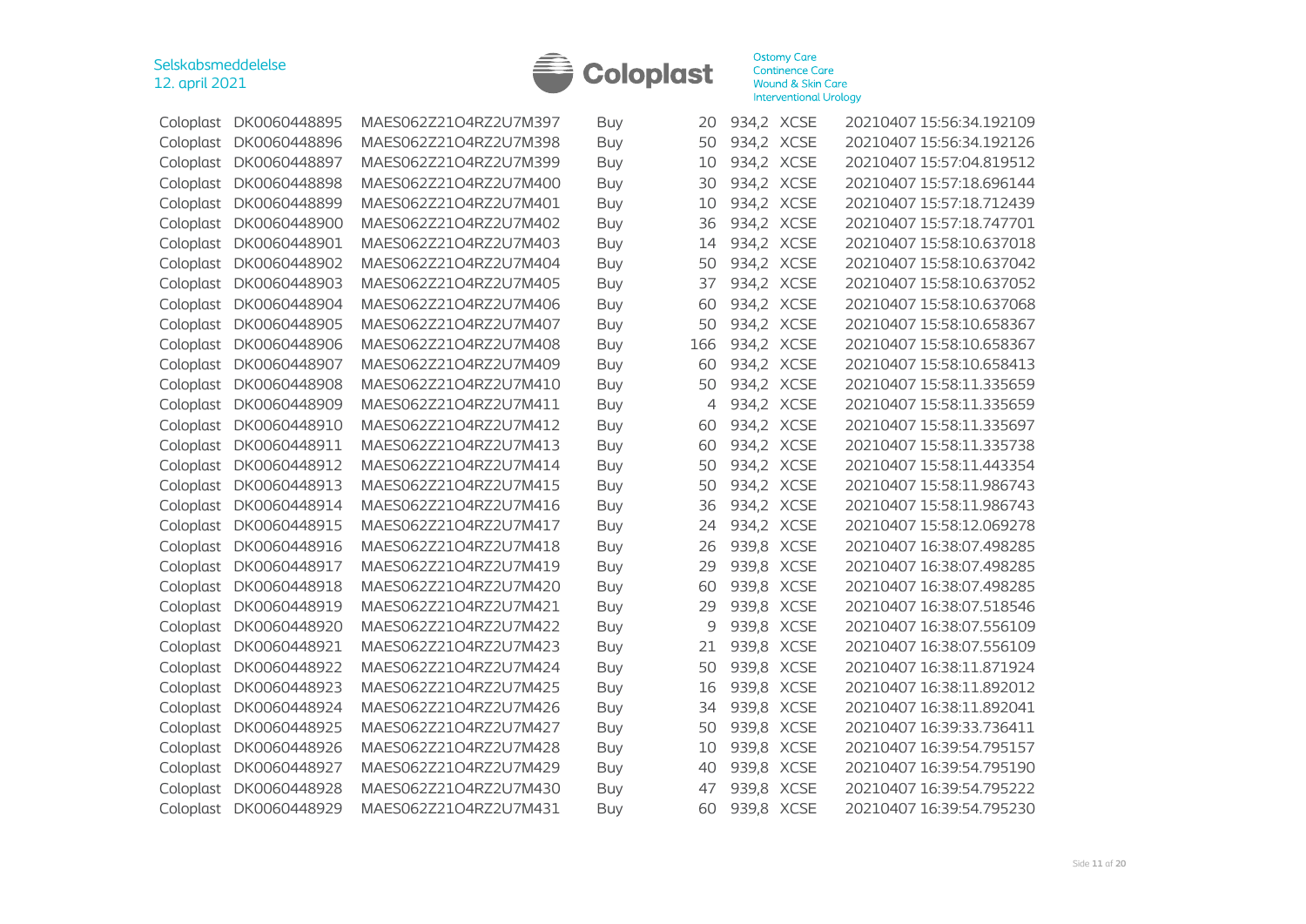| | | | | | | | |
|---|---|---|---|---|---|---|---|
| Coloplast | DK0060448895 | MAES062Z21O4RZ2U7M397 | Buy | 20 | 934,2 | XCSE | 20210407 15:56:34.192109 |
| Coloplast | DK0060448896 | MAES062Z21O4RZ2U7M398 | Buy | 50 | 934,2 | XCSE | 20210407 15:56:34.192126 |
| Coloplast | DK0060448897 | MAES062Z21O4RZ2U7M399 | Buy | 10 | 934,2 | XCSE | 20210407 15:57:04.819512 |
| Coloplast | DK0060448898 | MAES062Z21O4RZ2U7M400 | Buy | 30 | 934,2 | XCSE | 20210407 15:57:18.696144 |
| Coloplast | DK0060448899 | MAES062Z21O4RZ2U7M401 | Buy | 10 | 934,2 | XCSE | 20210407 15:57:18.712439 |
| Coloplast | DK0060448900 | MAES062Z21O4RZ2U7M402 | Buy | 36 | 934,2 | XCSE | 20210407 15:57:18.747701 |
| Coloplast | DK0060448901 | MAES062Z21O4RZ2U7M403 | Buy | 14 | 934,2 | XCSE | 20210407 15:58:10.637018 |
| Coloplast | DK0060448902 | MAES062Z21O4RZ2U7M404 | Buy | 50 | 934,2 | XCSE | 20210407 15:58:10.637042 |
| Coloplast | DK0060448903 | MAES062Z21O4RZ2U7M405 | Buy | 37 | 934,2 | XCSE | 20210407 15:58:10.637052 |
| Coloplast | DK0060448904 | MAES062Z21O4RZ2U7M406 | Buy | 60 | 934,2 | XCSE | 20210407 15:58:10.637068 |
| Coloplast | DK0060448905 | MAES062Z21O4RZ2U7M407 | Buy | 50 | 934,2 | XCSE | 20210407 15:58:10.658367 |
| Coloplast | DK0060448906 | MAES062Z21O4RZ2U7M408 | Buy | 166 | 934,2 | XCSE | 20210407 15:58:10.658367 |
| Coloplast | DK0060448907 | MAES062Z21O4RZ2U7M409 | Buy | 60 | 934,2 | XCSE | 20210407 15:58:10.658413 |
| Coloplast | DK0060448908 | MAES062Z21O4RZ2U7M410 | Buy | 50 | 934,2 | XCSE | 20210407 15:58:11.335659 |
| Coloplast | DK0060448909 | MAES062Z21O4RZ2U7M411 | Buy | 4 | 934,2 | XCSE | 20210407 15:58:11.335659 |
| Coloplast | DK0060448910 | MAES062Z21O4RZ2U7M412 | Buy | 60 | 934,2 | XCSE | 20210407 15:58:11.335697 |
| Coloplast | DK0060448911 | MAES062Z21O4RZ2U7M413 | Buy | 60 | 934,2 | XCSE | 20210407 15:58:11.335738 |
| Coloplast | DK0060448912 | MAES062Z21O4RZ2U7M414 | Buy | 50 | 934,2 | XCSE | 20210407 15:58:11.443354 |
| Coloplast | DK0060448913 | MAES062Z21O4RZ2U7M415 | Buy | 50 | 934,2 | XCSE | 20210407 15:58:11.986743 |
| Coloplast | DK0060448914 | MAES062Z21O4RZ2U7M416 | Buy | 36 | 934,2 | XCSE | 20210407 15:58:11.986743 |
| Coloplast | DK0060448915 | MAES062Z21O4RZ2U7M417 | Buy | 24 | 934,2 | XCSE | 20210407 15:58:12.069278 |
| Coloplast | DK0060448916 | MAES062Z21O4RZ2U7M418 | Buy | 26 | 939,8 | XCSE | 20210407 16:38:07.498285 |
| Coloplast | DK0060448917 | MAES062Z21O4RZ2U7M419 | Buy | 29 | 939,8 | XCSE | 20210407 16:38:07.498285 |
| Coloplast | DK0060448918 | MAES062Z21O4RZ2U7M420 | Buy | 60 | 939,8 | XCSE | 20210407 16:38:07.498285 |
| Coloplast | DK0060448919 | MAES062Z21O4RZ2U7M421 | Buy | 29 | 939,8 | XCSE | 20210407 16:38:07.518546 |
| Coloplast | DK0060448920 | MAES062Z21O4RZ2U7M422 | Buy | 9 | 939,8 | XCSE | 20210407 16:38:07.556109 |
| Coloplast | DK0060448921 | MAES062Z21O4RZ2U7M423 | Buy | 21 | 939,8 | XCSE | 20210407 16:38:07.556109 |
| Coloplast | DK0060448922 | MAES062Z21O4RZ2U7M424 | Buy | 50 | 939,8 | XCSE | 20210407 16:38:11.871924 |
| Coloplast | DK0060448923 | MAES062Z21O4RZ2U7M425 | Buy | 16 | 939,8 | XCSE | 20210407 16:38:11.892012 |
| Coloplast | DK0060448924 | MAES062Z21O4RZ2U7M426 | Buy | 34 | 939,8 | XCSE | 20210407 16:38:11.892041 |
| Coloplast | DK0060448925 | MAES062Z21O4RZ2U7M427 | Buy | 50 | 939,8 | XCSE | 20210407 16:39:33.736411 |
| Coloplast | DK0060448926 | MAES062Z21O4RZ2U7M428 | Buy | 10 | 939,8 | XCSE | 20210407 16:39:54.795157 |
| Coloplast | DK0060448927 | MAES062Z21O4RZ2U7M429 | Buy | 40 | 939,8 | XCSE | 20210407 16:39:54.795190 |
| Coloplast | DK0060448928 | MAES062Z21O4RZ2U7M430 | Buy | 47 | 939,8 | XCSE | 20210407 16:39:54.795222 |
| Coloplast | DK0060448929 | MAES062Z21O4RZ2U7M431 | Buy | 60 | 939,8 | XCSE | 20210407 16:39:54.795230 |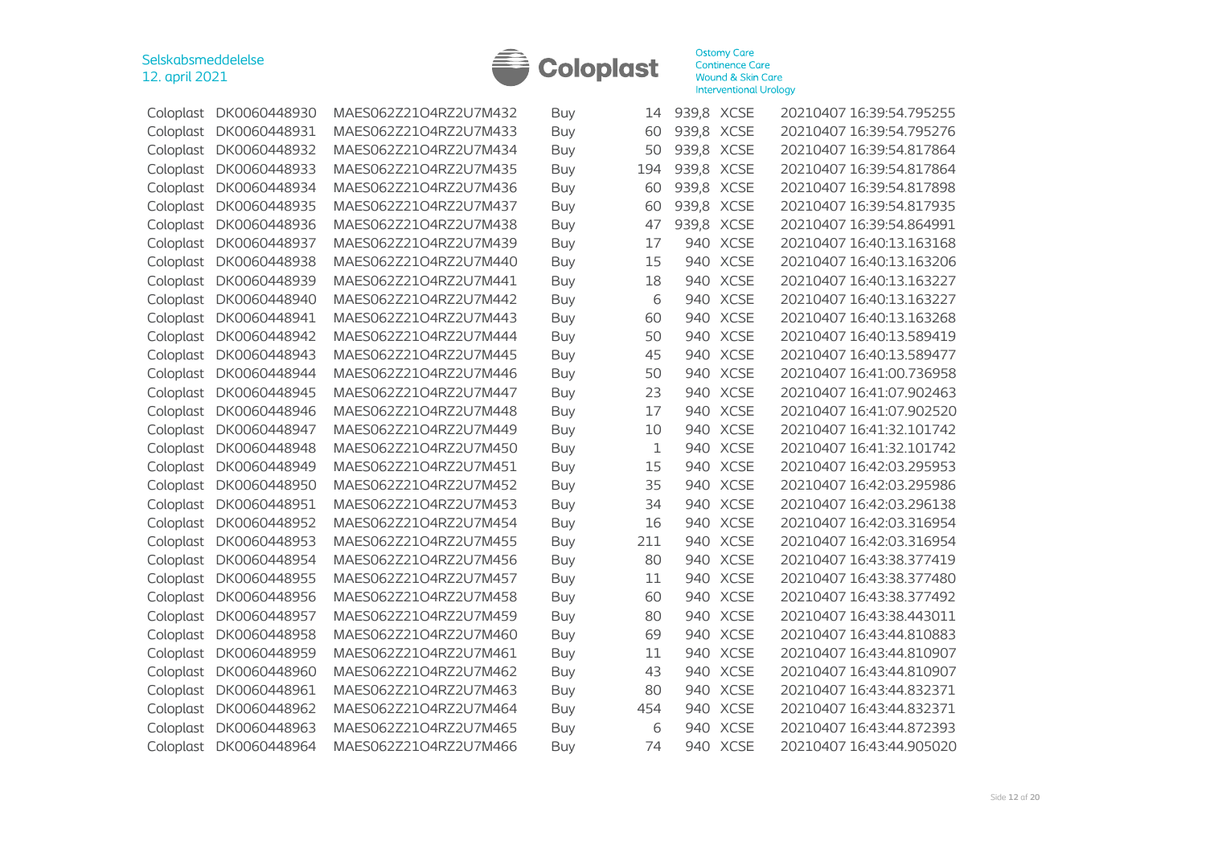| | | | | | | | |
|---|---|---|---|---|---|---|---|
| Coloplast | DK0060448930 | MAES062Z21O4RZ2U7M432 | Buy | 14 | 939,8 | XCSE | 20210407 16:39:54.795255 |
| Coloplast | DK0060448931 | MAES062Z21O4RZ2U7M433 | Buy | 60 | 939,8 | XCSE | 20210407 16:39:54.795276 |
| Coloplast | DK0060448932 | MAES062Z21O4RZ2U7M434 | Buy | 50 | 939,8 | XCSE | 20210407 16:39:54.817864 |
| Coloplast | DK0060448933 | MAES062Z21O4RZ2U7M435 | Buy | 194 | 939,8 | XCSE | 20210407 16:39:54.817864 |
| Coloplast | DK0060448934 | MAES062Z21O4RZ2U7M436 | Buy | 60 | 939,8 | XCSE | 20210407 16:39:54.817898 |
| Coloplast | DK0060448935 | MAES062Z21O4RZ2U7M437 | Buy | 60 | 939,8 | XCSE | 20210407 16:39:54.817935 |
| Coloplast | DK0060448936 | MAES062Z21O4RZ2U7M438 | Buy | 47 | 939,8 | XCSE | 20210407 16:39:54.864991 |
| Coloplast | DK0060448937 | MAES062Z21O4RZ2U7M439 | Buy | 17 | 940 | XCSE | 20210407 16:40:13.163168 |
| Coloplast | DK0060448938 | MAES062Z21O4RZ2U7M440 | Buy | 15 | 940 | XCSE | 20210407 16:40:13.163206 |
| Coloplast | DK0060448939 | MAES062Z21O4RZ2U7M441 | Buy | 18 | 940 | XCSE | 20210407 16:40:13.163227 |
| Coloplast | DK0060448940 | MAES062Z21O4RZ2U7M442 | Buy | 6 | 940 | XCSE | 20210407 16:40:13.163227 |
| Coloplast | DK0060448941 | MAES062Z21O4RZ2U7M443 | Buy | 60 | 940 | XCSE | 20210407 16:40:13.163268 |
| Coloplast | DK0060448942 | MAES062Z21O4RZ2U7M444 | Buy | 50 | 940 | XCSE | 20210407 16:40:13.589419 |
| Coloplast | DK0060448943 | MAES062Z21O4RZ2U7M445 | Buy | 45 | 940 | XCSE | 20210407 16:40:13.589477 |
| Coloplast | DK0060448944 | MAES062Z21O4RZ2U7M446 | Buy | 50 | 940 | XCSE | 20210407 16:41:00.736958 |
| Coloplast | DK0060448945 | MAES062Z21O4RZ2U7M447 | Buy | 23 | 940 | XCSE | 20210407 16:41:07.902463 |
| Coloplast | DK0060448946 | MAES062Z21O4RZ2U7M448 | Buy | 17 | 940 | XCSE | 20210407 16:41:07.902520 |
| Coloplast | DK0060448947 | MAES062Z21O4RZ2U7M449 | Buy | 10 | 940 | XCSE | 20210407 16:41:32.101742 |
| Coloplast | DK0060448948 | MAES062Z21O4RZ2U7M450 | Buy | 1 | 940 | XCSE | 20210407 16:41:32.101742 |
| Coloplast | DK0060448949 | MAES062Z21O4RZ2U7M451 | Buy | 15 | 940 | XCSE | 20210407 16:42:03.295953 |
| Coloplast | DK0060448950 | MAES062Z21O4RZ2U7M452 | Buy | 35 | 940 | XCSE | 20210407 16:42:03.295986 |
| Coloplast | DK0060448951 | MAES062Z21O4RZ2U7M453 | Buy | 34 | 940 | XCSE | 20210407 16:42:03.296138 |
| Coloplast | DK0060448952 | MAES062Z21O4RZ2U7M454 | Buy | 16 | 940 | XCSE | 20210407 16:42:03.316954 |
| Coloplast | DK0060448953 | MAES062Z21O4RZ2U7M455 | Buy | 211 | 940 | XCSE | 20210407 16:42:03.316954 |
| Coloplast | DK0060448954 | MAES062Z21O4RZ2U7M456 | Buy | 80 | 940 | XCSE | 20210407 16:43:38.377419 |
| Coloplast | DK0060448955 | MAES062Z21O4RZ2U7M457 | Buy | 11 | 940 | XCSE | 20210407 16:43:38.377480 |
| Coloplast | DK0060448956 | MAES062Z21O4RZ2U7M458 | Buy | 60 | 940 | XCSE | 20210407 16:43:38.377492 |
| Coloplast | DK0060448957 | MAES062Z21O4RZ2U7M459 | Buy | 80 | 940 | XCSE | 20210407 16:43:38.443011 |
| Coloplast | DK0060448958 | MAES062Z21O4RZ2U7M460 | Buy | 69 | 940 | XCSE | 20210407 16:43:44.810883 |
| Coloplast | DK0060448959 | MAES062Z21O4RZ2U7M461 | Buy | 11 | 940 | XCSE | 20210407 16:43:44.810907 |
| Coloplast | DK0060448960 | MAES062Z21O4RZ2U7M462 | Buy | 43 | 940 | XCSE | 20210407 16:43:44.810907 |
| Coloplast | DK0060448961 | MAES062Z21O4RZ2U7M463 | Buy | 80 | 940 | XCSE | 20210407 16:43:44.832371 |
| Coloplast | DK0060448962 | MAES062Z21O4RZ2U7M464 | Buy | 454 | 940 | XCSE | 20210407 16:43:44.832371 |
| Coloplast | DK0060448963 | MAES062Z21O4RZ2U7M465 | Buy | 6 | 940 | XCSE | 20210407 16:43:44.872393 |
| Coloplast | DK0060448964 | MAES062Z21O4RZ2U7M466 | Buy | 74 | 940 | XCSE | 20210407 16:43:44.905020 |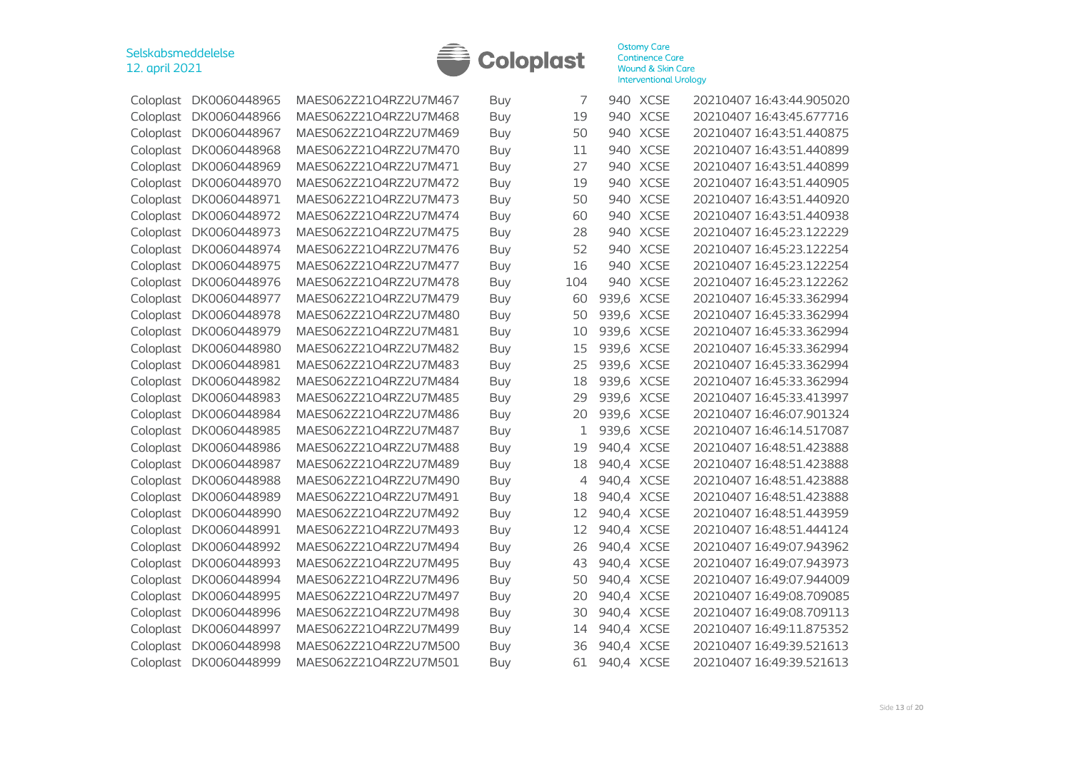| | | | | | | | |
|---|---|---|---|---|---|---|---|
| Coloplast | DK0060448965 | MAES062Z2104RZ2U7M467 | Buy | 7 | 940 | XCSE | 20210407 16:43:44.905020 |
| Coloplast | DK0060448966 | MAES062Z2104RZ2U7M468 | Buy | 19 | 940 | XCSE | 20210407 16:43:45.677716 |
| Coloplast | DK0060448967 | MAES062Z2104RZ2U7M469 | Buy | 50 | 940 | XCSE | 20210407 16:43:51.440875 |
| Coloplast | DK0060448968 | MAES062Z2104RZ2U7M470 | Buy | 11 | 940 | XCSE | 20210407 16:43:51.440899 |
| Coloplast | DK0060448969 | MAES062Z2104RZ2U7M471 | Buy | 27 | 940 | XCSE | 20210407 16:43:51.440899 |
| Coloplast | DK0060448970 | MAES062Z2104RZ2U7M472 | Buy | 19 | 940 | XCSE | 20210407 16:43:51.440905 |
| Coloplast | DK0060448971 | MAES062Z2104RZ2U7M473 | Buy | 50 | 940 | XCSE | 20210407 16:43:51.440920 |
| Coloplast | DK0060448972 | MAES062Z2104RZ2U7M474 | Buy | 60 | 940 | XCSE | 20210407 16:43:51.440938 |
| Coloplast | DK0060448973 | MAES062Z2104RZ2U7M475 | Buy | 28 | 940 | XCSE | 20210407 16:45:23.122229 |
| Coloplast | DK0060448974 | MAES062Z2104RZ2U7M476 | Buy | 52 | 940 | XCSE | 20210407 16:45:23.122254 |
| Coloplast | DK0060448975 | MAES062Z2104RZ2U7M477 | Buy | 16 | 940 | XCSE | 20210407 16:45:23.122254 |
| Coloplast | DK0060448976 | MAES062Z2104RZ2U7M478 | Buy | 104 | 940 | XCSE | 20210407 16:45:23.122262 |
| Coloplast | DK0060448977 | MAES062Z2104RZ2U7M479 | Buy | 60 | 939,6 | XCSE | 20210407 16:45:33.362994 |
| Coloplast | DK0060448978 | MAES062Z2104RZ2U7M480 | Buy | 50 | 939,6 | XCSE | 20210407 16:45:33.362994 |
| Coloplast | DK0060448979 | MAES062Z2104RZ2U7M481 | Buy | 10 | 939,6 | XCSE | 20210407 16:45:33.362994 |
| Coloplast | DK0060448980 | MAES062Z2104RZ2U7M482 | Buy | 15 | 939,6 | XCSE | 20210407 16:45:33.362994 |
| Coloplast | DK0060448981 | MAES062Z2104RZ2U7M483 | Buy | 25 | 939,6 | XCSE | 20210407 16:45:33.362994 |
| Coloplast | DK0060448982 | MAES062Z2104RZ2U7M484 | Buy | 18 | 939,6 | XCSE | 20210407 16:45:33.362994 |
| Coloplast | DK0060448983 | MAES062Z2104RZ2U7M485 | Buy | 29 | 939,6 | XCSE | 20210407 16:45:33.413997 |
| Coloplast | DK0060448984 | MAES062Z2104RZ2U7M486 | Buy | 20 | 939,6 | XCSE | 20210407 16:46:07.901324 |
| Coloplast | DK0060448985 | MAES062Z2104RZ2U7M487 | Buy | 1 | 939,6 | XCSE | 20210407 16:46:14.517087 |
| Coloplast | DK0060448986 | MAES062Z2104RZ2U7M488 | Buy | 19 | 940,4 | XCSE | 20210407 16:48:51.423888 |
| Coloplast | DK0060448987 | MAES062Z2104RZ2U7M489 | Buy | 18 | 940,4 | XCSE | 20210407 16:48:51.423888 |
| Coloplast | DK0060448988 | MAES062Z2104RZ2U7M490 | Buy | 4 | 940,4 | XCSE | 20210407 16:48:51.423888 |
| Coloplast | DK0060448989 | MAES062Z2104RZ2U7M491 | Buy | 18 | 940,4 | XCSE | 20210407 16:48:51.423888 |
| Coloplast | DK0060448990 | MAES062Z2104RZ2U7M492 | Buy | 12 | 940,4 | XCSE | 20210407 16:48:51.443959 |
| Coloplast | DK0060448991 | MAES062Z2104RZ2U7M493 | Buy | 12 | 940,4 | XCSE | 20210407 16:48:51.444124 |
| Coloplast | DK0060448992 | MAES062Z2104RZ2U7M494 | Buy | 26 | 940,4 | XCSE | 20210407 16:49:07.943962 |
| Coloplast | DK0060448993 | MAES062Z2104RZ2U7M495 | Buy | 43 | 940,4 | XCSE | 20210407 16:49:07.943973 |
| Coloplast | DK0060448994 | MAES062Z2104RZ2U7M496 | Buy | 50 | 940,4 | XCSE | 20210407 16:49:07.944009 |
| Coloplast | DK0060448995 | MAES062Z2104RZ2U7M497 | Buy | 20 | 940,4 | XCSE | 20210407 16:49:08.709085 |
| Coloplast | DK0060448996 | MAES062Z2104RZ2U7M498 | Buy | 30 | 940,4 | XCSE | 20210407 16:49:08.709113 |
| Coloplast | DK0060448997 | MAES062Z2104RZ2U7M499 | Buy | 14 | 940,4 | XCSE | 20210407 16:49:11.875352 |
| Coloplast | DK0060448998 | MAES062Z2104RZ2U7M500 | Buy | 36 | 940,4 | XCSE | 20210407 16:49:39.521613 |
| Coloplast | DK0060448999 | MAES062Z2104RZ2U7M501 | Buy | 61 | 940,4 | XCSE | 20210407 16:49:39.521613 |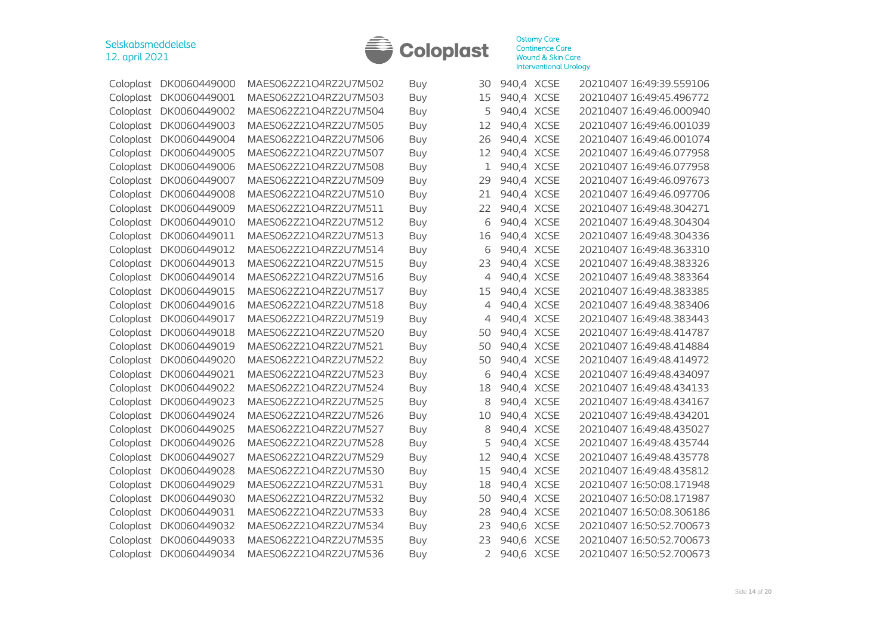| | | | | | | | |
|---|---|---|---|---|---|---|---|
| Coloplast | DK0060449000 | MAES062Z21O4RZ2U7M502 | Buy | 30 | 940,4 | XCSE | 20210407 16:49:39.559106 |
| Coloplast | DK0060449001 | MAES062Z21O4RZ2U7M503 | Buy | 15 | 940,4 | XCSE | 20210407 16:49:45.496772 |
| Coloplast | DK0060449002 | MAES062Z21O4RZ2U7M504 | Buy | 5 | 940,4 | XCSE | 20210407 16:49:46.000940 |
| Coloplast | DK0060449003 | MAES062Z21O4RZ2U7M505 | Buy | 12 | 940,4 | XCSE | 20210407 16:49:46.001039 |
| Coloplast | DK0060449004 | MAES062Z21O4RZ2U7M506 | Buy | 26 | 940,4 | XCSE | 20210407 16:49:46.001074 |
| Coloplast | DK0060449005 | MAES062Z21O4RZ2U7M507 | Buy | 12 | 940,4 | XCSE | 20210407 16:49:46.077958 |
| Coloplast | DK0060449006 | MAES062Z21O4RZ2U7M508 | Buy | 1 | 940,4 | XCSE | 20210407 16:49:46.077958 |
| Coloplast | DK0060449007 | MAES062Z21O4RZ2U7M509 | Buy | 29 | 940,4 | XCSE | 20210407 16:49:46.097673 |
| Coloplast | DK0060449008 | MAES062Z21O4RZ2U7M510 | Buy | 21 | 940,4 | XCSE | 20210407 16:49:46.097706 |
| Coloplast | DK0060449009 | MAES062Z21O4RZ2U7M511 | Buy | 22 | 940,4 | XCSE | 20210407 16:49:48.304271 |
| Coloplast | DK0060449010 | MAES062Z21O4RZ2U7M512 | Buy | 6 | 940,4 | XCSE | 20210407 16:49:48.304304 |
| Coloplast | DK0060449011 | MAES062Z21O4RZ2U7M513 | Buy | 16 | 940,4 | XCSE | 20210407 16:49:48.304336 |
| Coloplast | DK0060449012 | MAES062Z21O4RZ2U7M514 | Buy | 6 | 940,4 | XCSE | 20210407 16:49:48.363310 |
| Coloplast | DK0060449013 | MAES062Z21O4RZ2U7M515 | Buy | 23 | 940,4 | XCSE | 20210407 16:49:48.383326 |
| Coloplast | DK0060449014 | MAES062Z21O4RZ2U7M516 | Buy | 4 | 940,4 | XCSE | 20210407 16:49:48.383364 |
| Coloplast | DK0060449015 | MAES062Z21O4RZ2U7M517 | Buy | 15 | 940,4 | XCSE | 20210407 16:49:48.383385 |
| Coloplast | DK0060449016 | MAES062Z21O4RZ2U7M518 | Buy | 4 | 940,4 | XCSE | 20210407 16:49:48.383406 |
| Coloplast | DK0060449017 | MAES062Z21O4RZ2U7M519 | Buy | 4 | 940,4 | XCSE | 20210407 16:49:48.383443 |
| Coloplast | DK0060449018 | MAES062Z21O4RZ2U7M520 | Buy | 50 | 940,4 | XCSE | 20210407 16:49:48.414787 |
| Coloplast | DK0060449019 | MAES062Z21O4RZ2U7M521 | Buy | 50 | 940,4 | XCSE | 20210407 16:49:48.414884 |
| Coloplast | DK0060449020 | MAES062Z21O4RZ2U7M522 | Buy | 50 | 940,4 | XCSE | 20210407 16:49:48.414972 |
| Coloplast | DK0060449021 | MAES062Z21O4RZ2U7M523 | Buy | 6 | 940,4 | XCSE | 20210407 16:49:48.434097 |
| Coloplast | DK0060449022 | MAES062Z21O4RZ2U7M524 | Buy | 18 | 940,4 | XCSE | 20210407 16:49:48.434133 |
| Coloplast | DK0060449023 | MAES062Z21O4RZ2U7M525 | Buy | 8 | 940,4 | XCSE | 20210407 16:49:48.434167 |
| Coloplast | DK0060449024 | MAES062Z21O4RZ2U7M526 | Buy | 10 | 940,4 | XCSE | 20210407 16:49:48.434201 |
| Coloplast | DK0060449025 | MAES062Z21O4RZ2U7M527 | Buy | 8 | 940,4 | XCSE | 20210407 16:49:48.435027 |
| Coloplast | DK0060449026 | MAES062Z21O4RZ2U7M528 | Buy | 5 | 940,4 | XCSE | 20210407 16:49:48.435744 |
| Coloplast | DK0060449027 | MAES062Z21O4RZ2U7M529 | Buy | 12 | 940,4 | XCSE | 20210407 16:49:48.435778 |
| Coloplast | DK0060449028 | MAES062Z21O4RZ2U7M530 | Buy | 15 | 940,4 | XCSE | 20210407 16:49:48.435812 |
| Coloplast | DK0060449029 | MAES062Z21O4RZ2U7M531 | Buy | 18 | 940,4 | XCSE | 20210407 16:50:08.171948 |
| Coloplast | DK0060449030 | MAES062Z21O4RZ2U7M532 | Buy | 50 | 940,4 | XCSE | 20210407 16:50:08.171987 |
| Coloplast | DK0060449031 | MAES062Z21O4RZ2U7M533 | Buy | 28 | 940,4 | XCSE | 20210407 16:50:08.306186 |
| Coloplast | DK0060449032 | MAES062Z21O4RZ2U7M534 | Buy | 23 | 940,6 | XCSE | 20210407 16:50:52.700673 |
| Coloplast | DK0060449033 | MAES062Z21O4RZ2U7M535 | Buy | 23 | 940,6 | XCSE | 20210407 16:50:52.700673 |
| Coloplast | DK0060449034 | MAES062Z21O4RZ2U7M536 | Buy | 2 | 940,6 | XCSE | 20210407 16:50:52.700673 |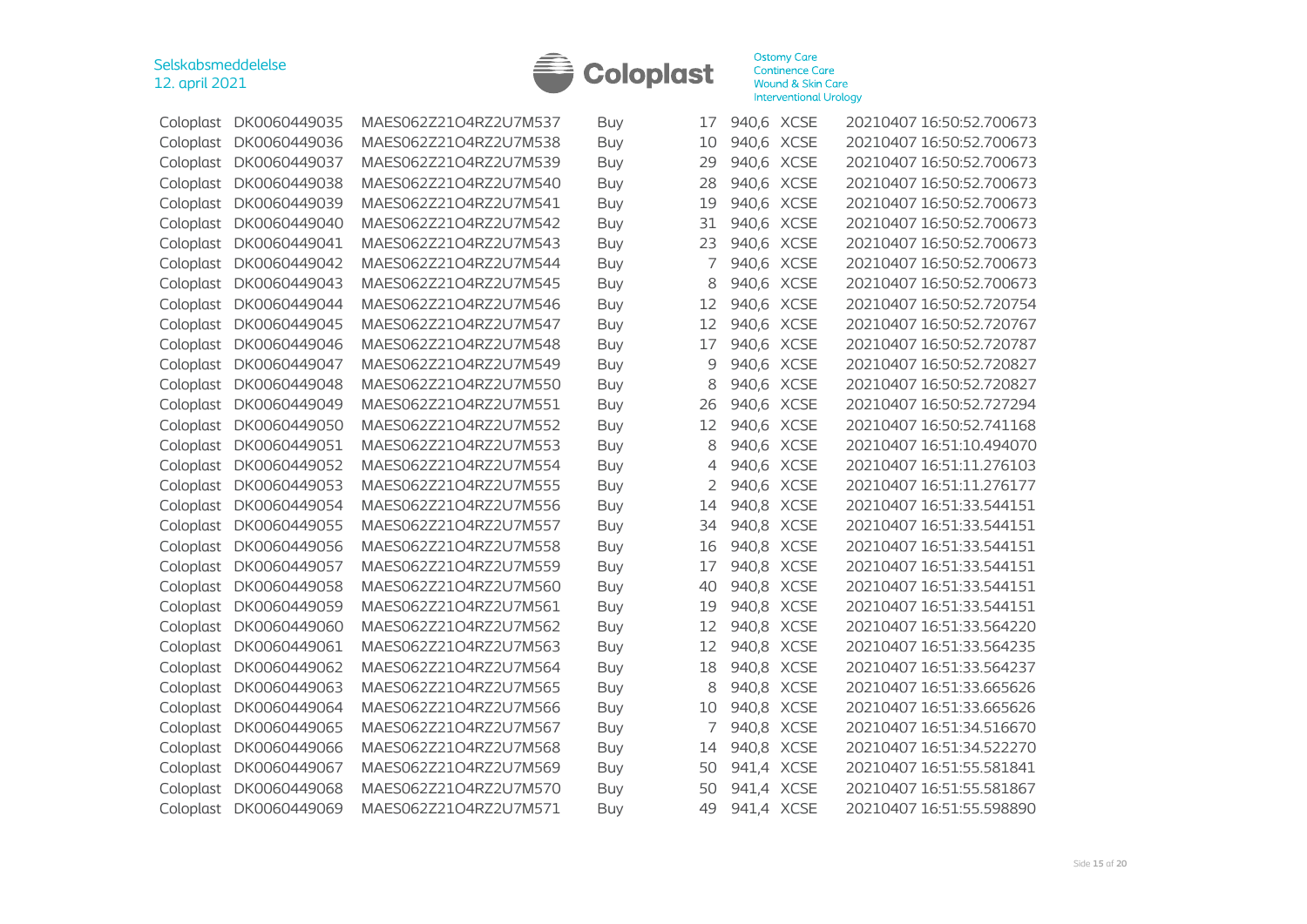| | | | | | | | |
|---|---|---|---|---|---|---|---|
| Coloplast | DK0060449035 | MAES062Z21O4RZ2U7M537 | Buy | 17 | 940,6 | XCSE | 20210407 16:50:52.700673 |
| Coloplast | DK0060449036 | MAES062Z21O4RZ2U7M538 | Buy | 10 | 940,6 | XCSE | 20210407 16:50:52.700673 |
| Coloplast | DK0060449037 | MAES062Z21O4RZ2U7M539 | Buy | 29 | 940,6 | XCSE | 20210407 16:50:52.700673 |
| Coloplast | DK0060449038 | MAES062Z21O4RZ2U7M540 | Buy | 28 | 940,6 | XCSE | 20210407 16:50:52.700673 |
| Coloplast | DK0060449039 | MAES062Z21O4RZ2U7M541 | Buy | 19 | 940,6 | XCSE | 20210407 16:50:52.700673 |
| Coloplast | DK0060449040 | MAES062Z21O4RZ2U7M542 | Buy | 31 | 940,6 | XCSE | 20210407 16:50:52.700673 |
| Coloplast | DK0060449041 | MAES062Z21O4RZ2U7M543 | Buy | 23 | 940,6 | XCSE | 20210407 16:50:52.700673 |
| Coloplast | DK0060449042 | MAES062Z21O4RZ2U7M544 | Buy | 7 | 940,6 | XCSE | 20210407 16:50:52.700673 |
| Coloplast | DK0060449043 | MAES062Z21O4RZ2U7M545 | Buy | 8 | 940,6 | XCSE | 20210407 16:50:52.700673 |
| Coloplast | DK0060449044 | MAES062Z21O4RZ2U7M546 | Buy | 12 | 940,6 | XCSE | 20210407 16:50:52.720754 |
| Coloplast | DK0060449045 | MAES062Z21O4RZ2U7M547 | Buy | 12 | 940,6 | XCSE | 20210407 16:50:52.720767 |
| Coloplast | DK0060449046 | MAES062Z21O4RZ2U7M548 | Buy | 17 | 940,6 | XCSE | 20210407 16:50:52.720787 |
| Coloplast | DK0060449047 | MAES062Z21O4RZ2U7M549 | Buy | 9 | 940,6 | XCSE | 20210407 16:50:52.720827 |
| Coloplast | DK0060449048 | MAES062Z21O4RZ2U7M550 | Buy | 8 | 940,6 | XCSE | 20210407 16:50:52.720827 |
| Coloplast | DK0060449049 | MAES062Z21O4RZ2U7M551 | Buy | 26 | 940,6 | XCSE | 20210407 16:50:52.727294 |
| Coloplast | DK0060449050 | MAES062Z21O4RZ2U7M552 | Buy | 12 | 940,6 | XCSE | 20210407 16:50:52.741168 |
| Coloplast | DK0060449051 | MAES062Z21O4RZ2U7M553 | Buy | 8 | 940,6 | XCSE | 20210407 16:51:10.494070 |
| Coloplast | DK0060449052 | MAES062Z21O4RZ2U7M554 | Buy | 4 | 940,6 | XCSE | 20210407 16:51:11.276103 |
| Coloplast | DK0060449053 | MAES062Z21O4RZ2U7M555 | Buy | 2 | 940,6 | XCSE | 20210407 16:51:11.276177 |
| Coloplast | DK0060449054 | MAES062Z21O4RZ2U7M556 | Buy | 14 | 940,8 | XCSE | 20210407 16:51:33.544151 |
| Coloplast | DK0060449055 | MAES062Z21O4RZ2U7M557 | Buy | 34 | 940,8 | XCSE | 20210407 16:51:33.544151 |
| Coloplast | DK0060449056 | MAES062Z21O4RZ2U7M558 | Buy | 16 | 940,8 | XCSE | 20210407 16:51:33.544151 |
| Coloplast | DK0060449057 | MAES062Z21O4RZ2U7M559 | Buy | 17 | 940,8 | XCSE | 20210407 16:51:33.544151 |
| Coloplast | DK0060449058 | MAES062Z21O4RZ2U7M560 | Buy | 40 | 940,8 | XCSE | 20210407 16:51:33.544151 |
| Coloplast | DK0060449059 | MAES062Z21O4RZ2U7M561 | Buy | 19 | 940,8 | XCSE | 20210407 16:51:33.544151 |
| Coloplast | DK0060449060 | MAES062Z21O4RZ2U7M562 | Buy | 12 | 940,8 | XCSE | 20210407 16:51:33.564220 |
| Coloplast | DK0060449061 | MAES062Z21O4RZ2U7M563 | Buy | 12 | 940,8 | XCSE | 20210407 16:51:33.564235 |
| Coloplast | DK0060449062 | MAES062Z21O4RZ2U7M564 | Buy | 18 | 940,8 | XCSE | 20210407 16:51:33.564237 |
| Coloplast | DK0060449063 | MAES062Z21O4RZ2U7M565 | Buy | 8 | 940,8 | XCSE | 20210407 16:51:33.665626 |
| Coloplast | DK0060449064 | MAES062Z21O4RZ2U7M566 | Buy | 10 | 940,8 | XCSE | 20210407 16:51:33.665626 |
| Coloplast | DK0060449065 | MAES062Z21O4RZ2U7M567 | Buy | 7 | 940,8 | XCSE | 20210407 16:51:34.516670 |
| Coloplast | DK0060449066 | MAES062Z21O4RZ2U7M568 | Buy | 14 | 940,8 | XCSE | 20210407 16:51:34.522270 |
| Coloplast | DK0060449067 | MAES062Z21O4RZ2U7M569 | Buy | 50 | 941,4 | XCSE | 20210407 16:51:55.581841 |
| Coloplast | DK0060449068 | MAES062Z21O4RZ2U7M570 | Buy | 50 | 941,4 | XCSE | 20210407 16:51:55.581867 |
| Coloplast | DK0060449069 | MAES062Z21O4RZ2U7M571 | Buy | 49 | 941,4 | XCSE | 20210407 16:51:55.598890 |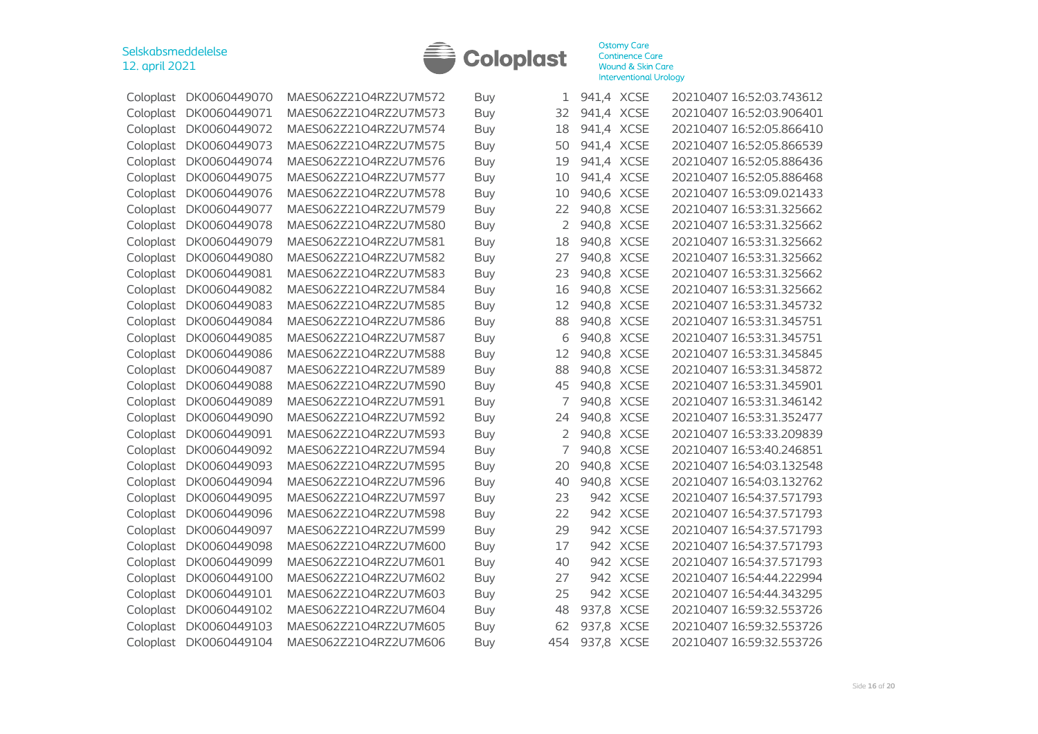| | | | | | | | |
|---|---|---|---|---|---|---|---|
| Coloplast | DK0060449070 | MAES062Z21O4RZ2U7M572 | Buy | 1 | 941,4 | XCSE | 20210407 16:52:03.743612 |
| Coloplast | DK0060449071 | MAES062Z21O4RZ2U7M573 | Buy | 32 | 941,4 | XCSE | 20210407 16:52:03.906401 |
| Coloplast | DK0060449072 | MAES062Z21O4RZ2U7M574 | Buy | 18 | 941,4 | XCSE | 20210407 16:52:05.866410 |
| Coloplast | DK0060449073 | MAES062Z21O4RZ2U7M575 | Buy | 50 | 941,4 | XCSE | 20210407 16:52:05.866539 |
| Coloplast | DK0060449074 | MAES062Z21O4RZ2U7M576 | Buy | 19 | 941,4 | XCSE | 20210407 16:52:05.886436 |
| Coloplast | DK0060449075 | MAES062Z21O4RZ2U7M577 | Buy | 10 | 941,4 | XCSE | 20210407 16:52:05.886468 |
| Coloplast | DK0060449076 | MAES062Z21O4RZ2U7M578 | Buy | 10 | 940,6 | XCSE | 20210407 16:53:09.021433 |
| Coloplast | DK0060449077 | MAES062Z21O4RZ2U7M579 | Buy | 22 | 940,8 | XCSE | 20210407 16:53:31.325662 |
| Coloplast | DK0060449078 | MAES062Z21O4RZ2U7M580 | Buy | 2 | 940,8 | XCSE | 20210407 16:53:31.325662 |
| Coloplast | DK0060449079 | MAES062Z21O4RZ2U7M581 | Buy | 18 | 940,8 | XCSE | 20210407 16:53:31.325662 |
| Coloplast | DK0060449080 | MAES062Z21O4RZ2U7M582 | Buy | 27 | 940,8 | XCSE | 20210407 16:53:31.325662 |
| Coloplast | DK0060449081 | MAES062Z21O4RZ2U7M583 | Buy | 23 | 940,8 | XCSE | 20210407 16:53:31.325662 |
| Coloplast | DK0060449082 | MAES062Z21O4RZ2U7M584 | Buy | 16 | 940,8 | XCSE | 20210407 16:53:31.325662 |
| Coloplast | DK0060449083 | MAES062Z21O4RZ2U7M585 | Buy | 12 | 940,8 | XCSE | 20210407 16:53:31.345732 |
| Coloplast | DK0060449084 | MAES062Z21O4RZ2U7M586 | Buy | 88 | 940,8 | XCSE | 20210407 16:53:31.345751 |
| Coloplast | DK0060449085 | MAES062Z21O4RZ2U7M587 | Buy | 6 | 940,8 | XCSE | 20210407 16:53:31.345751 |
| Coloplast | DK0060449086 | MAES062Z21O4RZ2U7M588 | Buy | 12 | 940,8 | XCSE | 20210407 16:53:31.345845 |
| Coloplast | DK0060449087 | MAES062Z21O4RZ2U7M589 | Buy | 88 | 940,8 | XCSE | 20210407 16:53:31.345872 |
| Coloplast | DK0060449088 | MAES062Z21O4RZ2U7M590 | Buy | 45 | 940,8 | XCSE | 20210407 16:53:31.345901 |
| Coloplast | DK0060449089 | MAES062Z21O4RZ2U7M591 | Buy | 7 | 940,8 | XCSE | 20210407 16:53:31.346142 |
| Coloplast | DK0060449090 | MAES062Z21O4RZ2U7M592 | Buy | 24 | 940,8 | XCSE | 20210407 16:53:31.352477 |
| Coloplast | DK0060449091 | MAES062Z21O4RZ2U7M593 | Buy | 2 | 940,8 | XCSE | 20210407 16:53:33.209839 |
| Coloplast | DK0060449092 | MAES062Z21O4RZ2U7M594 | Buy | 7 | 940,8 | XCSE | 20210407 16:53:40.246851 |
| Coloplast | DK0060449093 | MAES062Z21O4RZ2U7M595 | Buy | 20 | 940,8 | XCSE | 20210407 16:54:03.132548 |
| Coloplast | DK0060449094 | MAES062Z21O4RZ2U7M596 | Buy | 40 | 940,8 | XCSE | 20210407 16:54:03.132762 |
| Coloplast | DK0060449095 | MAES062Z21O4RZ2U7M597 | Buy | 23 | 942 | XCSE | 20210407 16:54:37.571793 |
| Coloplast | DK0060449096 | MAES062Z21O4RZ2U7M598 | Buy | 22 | 942 | XCSE | 20210407 16:54:37.571793 |
| Coloplast | DK0060449097 | MAES062Z21O4RZ2U7M599 | Buy | 29 | 942 | XCSE | 20210407 16:54:37.571793 |
| Coloplast | DK0060449098 | MAES062Z21O4RZ2U7M600 | Buy | 17 | 942 | XCSE | 20210407 16:54:37.571793 |
| Coloplast | DK0060449099 | MAES062Z21O4RZ2U7M601 | Buy | 40 | 942 | XCSE | 20210407 16:54:37.571793 |
| Coloplast | DK0060449100 | MAES062Z21O4RZ2U7M602 | Buy | 27 | 942 | XCSE | 20210407 16:54:44.222994 |
| Coloplast | DK0060449101 | MAES062Z21O4RZ2U7M603 | Buy | 25 | 942 | XCSE | 20210407 16:54:44.343295 |
| Coloplast | DK0060449102 | MAES062Z21O4RZ2U7M604 | Buy | 48 | 937,8 | XCSE | 20210407 16:59:32.553726 |
| Coloplast | DK0060449103 | MAES062Z21O4RZ2U7M605 | Buy | 62 | 937,8 | XCSE | 20210407 16:59:32.553726 |
| Coloplast | DK0060449104 | MAES062Z21O4RZ2U7M606 | Buy | 454 | 937,8 | XCSE | 20210407 16:59:32.553726 |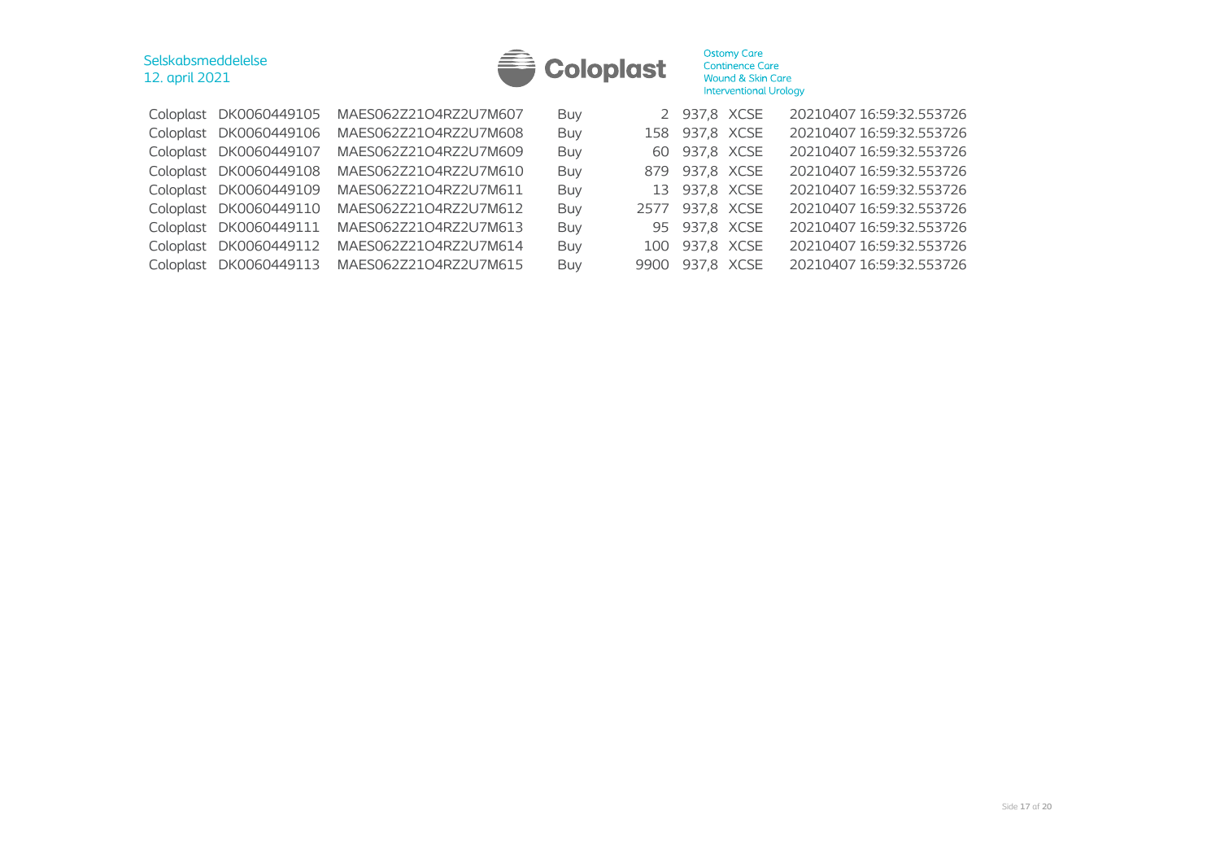| | | | | | | | |
|---|---|---|---|---|---|---|---|
| Coloplast | DK0060449105 | MAES062Z21O4RZ2U7M607 | Buy | 2 | 937,8 | XCSE | 20210407 16:59:32.553726 |
| Coloplast | DK0060449106 | MAES062Z21O4RZ2U7M608 | Buy | 158 | 937,8 | XCSE | 20210407 16:59:32.553726 |
| Coloplast | DK0060449107 | MAES062Z21O4RZ2U7M609 | Buy | 60 | 937,8 | XCSE | 20210407 16:59:32.553726 |
| Coloplast | DK0060449108 | MAES062Z21O4RZ2U7M610 | Buy | 879 | 937,8 | XCSE | 20210407 16:59:32.553726 |
| Coloplast | DK0060449109 | MAES062Z21O4RZ2U7M611 | Buy | 13 | 937,8 | XCSE | 20210407 16:59:32.553726 |
| Coloplast | DK0060449110 | MAES062Z21O4RZ2U7M612 | Buy | 2577 | 937,8 | XCSE | 20210407 16:59:32.553726 |
| Coloplast | DK0060449111 | MAES062Z21O4RZ2U7M613 | Buy | 95 | 937,8 | XCSE | 20210407 16:59:32.553726 |
| Coloplast | DK0060449112 | MAES062Z21O4RZ2U7M614 | Buy | 100 | 937,8 | XCSE | 20210407 16:59:32.553726 |
| Coloplast | DK0060449113 | MAES062Z21O4RZ2U7M615 | Buy | 9900 | 937,8 | XCSE | 20210407 16:59:32.553726 |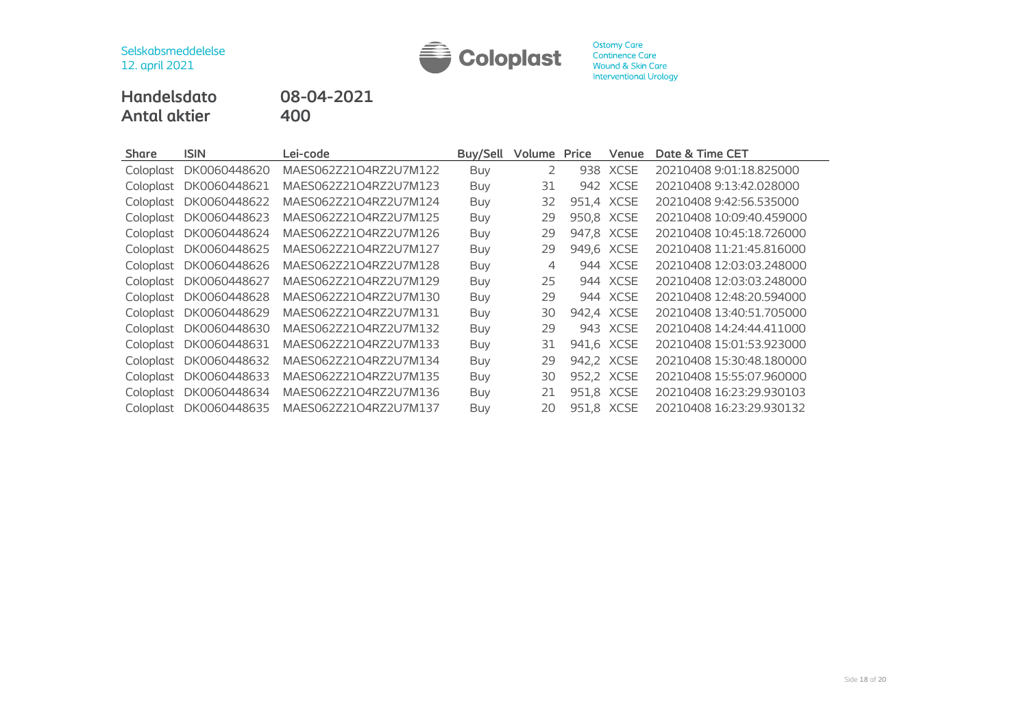Selskabsmeddelelse
12. april 2021

**Handelsdato** 08-04-2021
**Antal aktier** 400

| Share | ISIN | Lei-code | Buy/Sell | Volume | Price | Venue | Date & Time CET |
|---|---|---|---|---|---|---|---|
| Coloplast | DK0060448620 | MAES062Z21O4RZ2U7M122 | Buy | 2 | 938 | XCSE | 20210408 9:01:18.825000 |
| Coloplast | DK0060448621 | MAES062Z21O4RZ2U7M123 | Buy | 31 | 942 | XCSE | 20210408 9:13:42.028000 |
| Coloplast | DK0060448622 | MAES062Z21O4RZ2U7M124 | Buy | 32 | 951,4 | XCSE | 20210408 9:42:56.535000 |
| Coloplast | DK0060448623 | MAES062Z21O4RZ2U7M125 | Buy | 29 | 950,8 | XCSE | 20210408 10:09:40.459000 |
| Coloplast | DK0060448624 | MAES062Z21O4RZ2U7M126 | Buy | 29 | 947,8 | XCSE | 20210408 10:45:18.726000 |
| Coloplast | DK0060448625 | MAES062Z21O4RZ2U7M127 | Buy | 29 | 949,6 | XCSE | 20210408 11:21:45.816000 |
| Coloplast | DK0060448626 | MAES062Z21O4RZ2U7M128 | Buy | 4 | 944 | XCSE | 20210408 12:03:03.248000 |
| Coloplast | DK0060448627 | MAES062Z21O4RZ2U7M129 | Buy | 25 | 944 | XCSE | 20210408 12:03:03.248000 |
| Coloplast | DK0060448628 | MAES062Z21O4RZ2U7M130 | Buy | 29 | 944 | XCSE | 20210408 12:48:20.594000 |
| Coloplast | DK0060448629 | MAES062Z21O4RZ2U7M131 | Buy | 30 | 942,4 | XCSE | 20210408 13:40:51.705000 |
| Coloplast | DK0060448630 | MAES062Z21O4RZ2U7M132 | Buy | 29 | 943 | XCSE | 20210408 14:24:44.411000 |
| Coloplast | DK0060448631 | MAES062Z21O4RZ2U7M133 | Buy | 31 | 941,6 | XCSE | 20210408 15:01:53.923000 |
| Coloplast | DK0060448632 | MAES062Z21O4RZ2U7M134 | Buy | 29 | 942,2 | XCSE | 20210408 15:30:48.180000 |
| Coloplast | DK0060448633 | MAES062Z21O4RZ2U7M135 | Buy | 30 | 952,2 | XCSE | 20210408 15:55:07.960000 |
| Coloplast | DK0060448634 | MAES062Z21O4RZ2U7M136 | Buy | 21 | 951,8 | XCSE | 20210408 16:23:29.930103 |
| Coloplast | DK0060448635 | MAES062Z21O4RZ2U7M137 | Buy | 20 | 951,8 | XCSE | 20210408 16:23:29.930132 |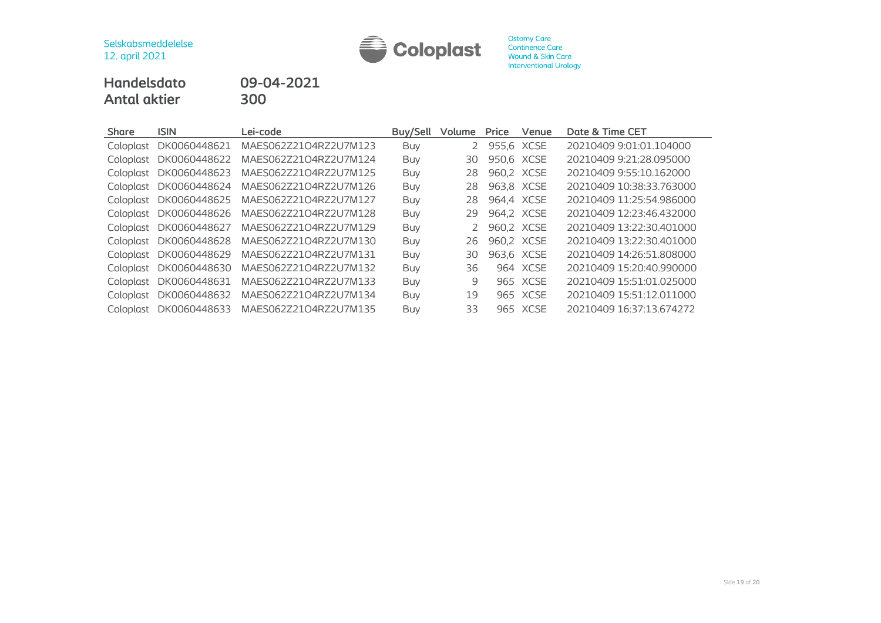Selskabsmeddelelse
12. april 2021

Ostomy Care
Continence Care
Wound & Skin Care
Interventional Urology

**Handelsdato** 09-04-2021
**Antal aktier** 300

| Share | ISIN | Lei-code | Buy/Sell | Volume | Price | Venue | Date & Time CET |
|---|---|---|---|---|---|---|---|
| Coloplast | DK0060448621 | MAES062Z21O4RZ2U7M123 | Buy | 2 | 955,6 | XCSE | 20210409 9:01:01.104000 |
| Coloplast | DK0060448622 | MAES062Z21O4RZ2U7M124 | Buy | 30 | 950,6 | XCSE | 20210409 9:21:28.095000 |
| Coloplast | DK0060448623 | MAES062Z21O4RZ2U7M125 | Buy | 28 | 960,2 | XCSE | 20210409 9:55:10.162000 |
| Coloplast | DK0060448624 | MAES062Z21O4RZ2U7M126 | Buy | 28 | 963,8 | XCSE | 20210409 10:38:33.763000 |
| Coloplast | DK0060448625 | MAES062Z21O4RZ2U7M127 | Buy | 28 | 964,4 | XCSE | 20210409 11:25:54.986000 |
| Coloplast | DK0060448626 | MAES062Z21O4RZ2U7M128 | Buy | 29 | 964,2 | XCSE | 20210409 12:23:46.432000 |
| Coloplast | DK0060448627 | MAES062Z21O4RZ2U7M129 | Buy | 2 | 960,2 | XCSE | 20210409 13:22:30.401000 |
| Coloplast | DK0060448628 | MAES062Z21O4RZ2U7M130 | Buy | 26 | 960,2 | XCSE | 20210409 13:22:30.401000 |
| Coloplast | DK0060448629 | MAES062Z21O4RZ2U7M131 | Buy | 30 | 963,6 | XCSE | 20210409 14:26:51.808000 |
| Coloplast | DK0060448630 | MAES062Z21O4RZ2U7M132 | Buy | 36 | 964 | XCSE | 20210409 15:20:40.990000 |
| Coloplast | DK0060448631 | MAES062Z21O4RZ2U7M133 | Buy | 9 | 965 | XCSE | 20210409 15:51:01.025000 |
| Coloplast | DK0060448632 | MAES062Z21O4RZ2U7M134 | Buy | 19 | 965 | XCSE | 20210409 15:51:12.011000 |
| Coloplast | DK0060448633 | MAES062Z21O4RZ2U7M135 | Buy | 33 | 965 | XCSE | 20210409 16:37:13.674272 |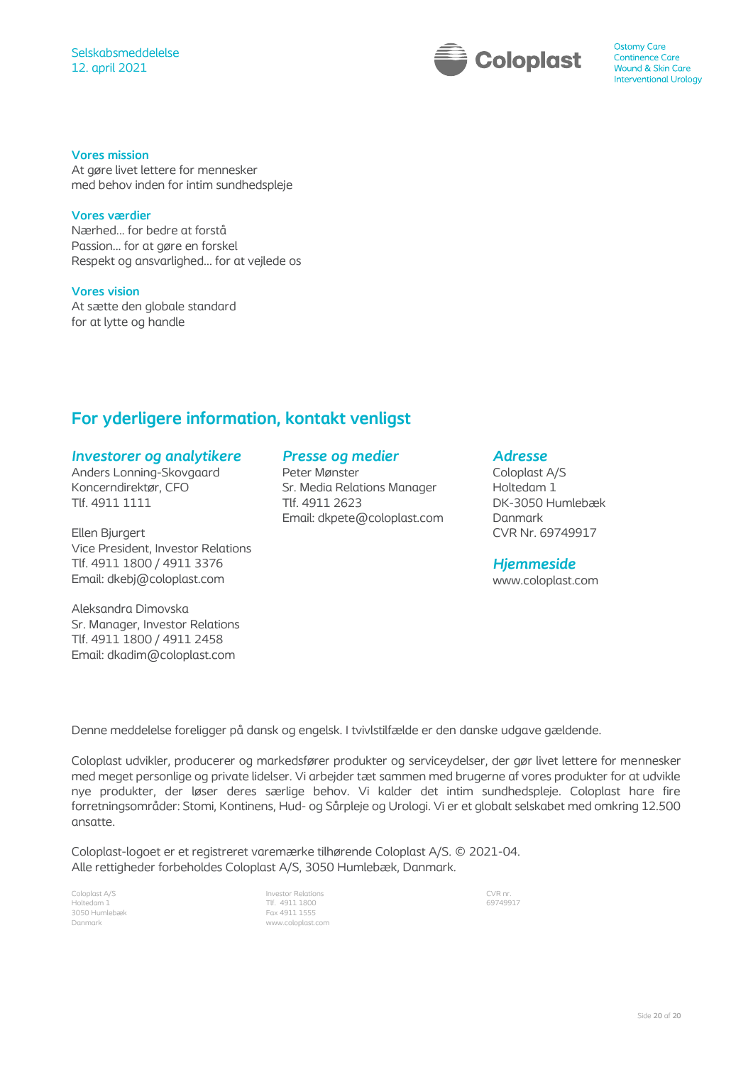### Vores mission

At gøre livet lettere for mennesker
med behov inden for intim sundhedspleje

### Vores værdier

Nærhed… for bedre at forstå
Passion… for at gøre en forskel
Respekt og ansvarlighed… for at vejlede os

### Vores vision

At sætte den globale standard
for at lytte og handle

## For yderligere information, kontakt venligst

### *Investorer og analytikere*

Anders Lonning-Skovgaard
Koncerndirektør, CFO
Tlf. 4911 1111

Ellen Bjurgert
Vice President, Investor Relations
Tlf. 4911 1800 / 4911 3376
Email: dkebj@coloplast.com

Aleksandra Dimovska
Sr. Manager, Investor Relations
Tlf. 4911 1800 / 4911 2458
Email: dkadim@coloplast.com

### *Presse og medier*

Peter Mønster
Sr. Media Relations Manager
Tlf. 4911 2623
Email: dkpete@coloplast.com

### *Adresse*

Coloplast A/S
Holtedam 1
DK-3050 Humlebæk
Danmark
CVR Nr. 69749917

### *Hjemmeside*

www.coloplast.com

Denne meddelelse foreligger på dansk og engelsk. I tvivlstilfælde er den danske udgave gældende.

Coloplast udvikler, producerer og markedsfører produkter og serviceydelser, der gør livet lettere for mennesker med meget personlige og private lidelser. Vi arbejder tæt sammen med brugerne af vores produkter for at udvikle nye produkter, der løser deres særlige behov. Vi kalder det intim sundhedspleje. Coloplast hare fire forretningsområder: Stomi, Kontinens, Hud- og Sårpleje og Urologi. Vi er et globalt selskabet med omkring 12.500 ansatte.

Coloplast-logoet er et registreret varemærke tilhørende Coloplast A/S. © 2021-04.
Alle rettigheder forbeholdes Coloplast A/S, 3050 Humlebæk, Danmark.